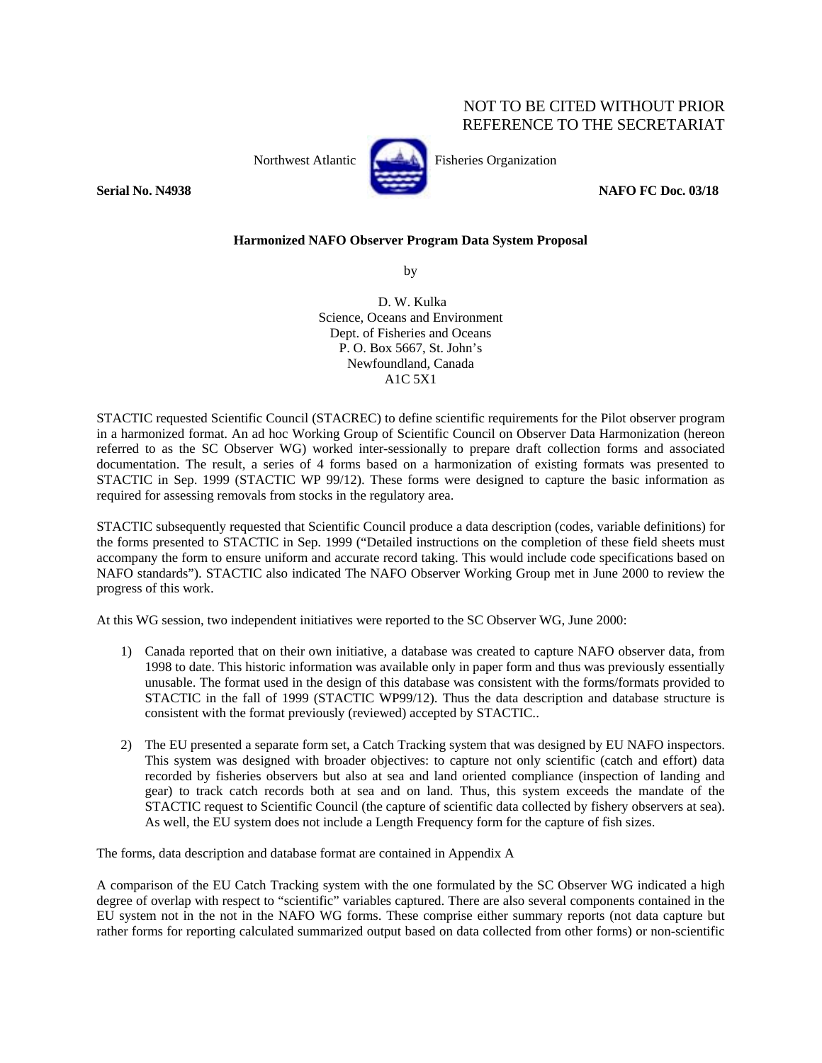NOT TO BE CITED WITHOUT PRIOR
REFERENCE TO THE SECRETARIAT

Northwest Atlantic Fisheries Organization

**Serial No. N4938** **NAFO FC Doc. 03/18**

**Harmonized NAFO Observer Program Data System Proposal**

by

D. W. Kulka
Science, Oceans and Environment
Dept. of Fisheries and Oceans
P. O. Box 5667, St. John's
Newfoundland, Canada
A1C 5X1

STACTIC requested Scientific Council (STACREC) to define scientific requirements for the Pilot observer program in a harmonized format. An ad hoc Working Group of Scientific Council on Observer Data Harmonization (hereon referred to as the SC Observer WG) worked inter-sessionally to prepare draft collection forms and associated documentation. The result, a series of 4 forms based on a harmonization of existing formats was presented to STACTIC in Sep. 1999 (STACTIC WP 99/12). These forms were designed to capture the basic information as required for assessing removals from stocks in the regulatory area.

STACTIC subsequently requested that Scientific Council produce a data description (codes, variable definitions) for the forms presented to STACTIC in Sep. 1999 ("Detailed instructions on the completion of these field sheets must accompany the form to ensure uniform and accurate record taking. This would include code specifications based on NAFO standards"). STACTIC also indicated The NAFO Observer Working Group met in June 2000 to review the progress of this work.

At this WG session, two independent initiatives were reported to the SC Observer WG, June 2000:

1) Canada reported that on their own initiative, a database was created to capture NAFO observer data, from 1998 to date. This historic information was available only in paper form and thus was previously essentially unusable. The format used in the design of this database was consistent with the forms/formats provided to STACTIC in the fall of 1999 (STACTIC WP99/12). Thus the data description and database structure is consistent with the format previously (reviewed) accepted by STACTIC..

2) The EU presented a separate form set, a Catch Tracking system that was designed by EU NAFO inspectors. This system was designed with broader objectives: to capture not only scientific (catch and effort) data recorded by fisheries observers but also at sea and land oriented compliance (inspection of landing and gear) to track catch records both at sea and on land. Thus, this system exceeds the mandate of the STACTIC request to Scientific Council (the capture of scientific data collected by fishery observers at sea). As well, the EU system does not include a Length Frequency form for the capture of fish sizes.

The forms, data description and database format are contained in Appendix A

A comparison of the EU Catch Tracking system with the one formulated by the SC Observer WG indicated a high degree of overlap with respect to "scientific" variables captured. There are also several components contained in the EU system not in the not in the NAFO WG forms. These comprise either summary reports (not data capture but rather forms for reporting calculated summarized output based on data collected from other forms) or non-scientific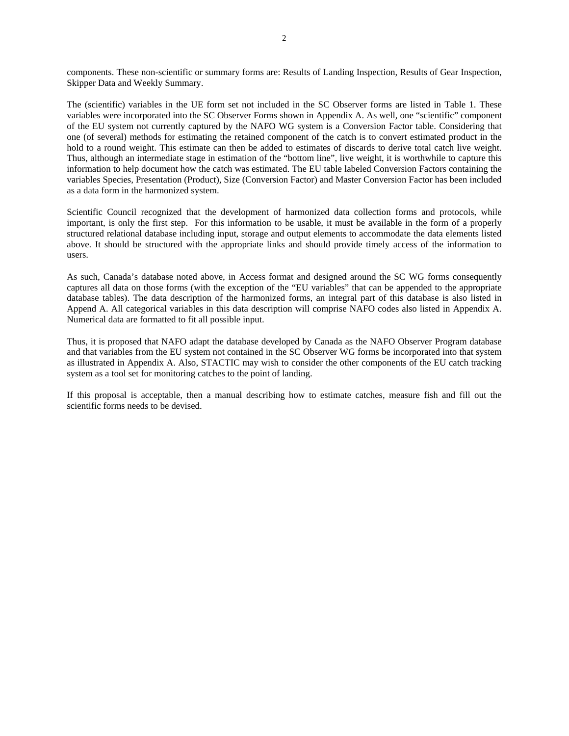components. These non-scientific or summary forms are: Results of Landing Inspection, Results of Gear Inspection, Skipper Data and Weekly Summary.

The (scientific) variables in the UE form set not included in the SC Observer forms are listed in Table 1. These variables were incorporated into the SC Observer Forms shown in Appendix A. As well, one "scientific" component of the EU system not currently captured by the NAFO WG system is a Conversion Factor table. Considering that one (of several) methods for estimating the retained component of the catch is to convert estimated product in the hold to a round weight. This estimate can then be added to estimates of discards to derive total catch live weight. Thus, although an intermediate stage in estimation of the "bottom line", live weight, it is worthwhile to capture this information to help document how the catch was estimated. The EU table labeled Conversion Factors containing the variables Species, Presentation (Product), Size (Conversion Factor) and Master Conversion Factor has been included as a data form in the harmonized system.

Scientific Council recognized that the development of harmonized data collection forms and protocols, while important, is only the first step. For this information to be usable, it must be available in the form of a properly structured relational database including input, storage and output elements to accommodate the data elements listed above. It should be structured with the appropriate links and should provide timely access of the information to users.

As such, Canada's database noted above, in Access format and designed around the SC WG forms consequently captures all data on those forms (with the exception of the "EU variables" that can be appended to the appropriate database tables). The data description of the harmonized forms, an integral part of this database is also listed in Append A. All categorical variables in this data description will comprise NAFO codes also listed in Appendix A. Numerical data are formatted to fit all possible input.

Thus, it is proposed that NAFO adapt the database developed by Canada as the NAFO Observer Program database and that variables from the EU system not contained in the SC Observer WG forms be incorporated into that system as illustrated in Appendix A. Also, STACTIC may wish to consider the other components of the EU catch tracking system as a tool set for monitoring catches to the point of landing.

If this proposal is acceptable, then a manual describing how to estimate catches, measure fish and fill out the scientific forms needs to be devised.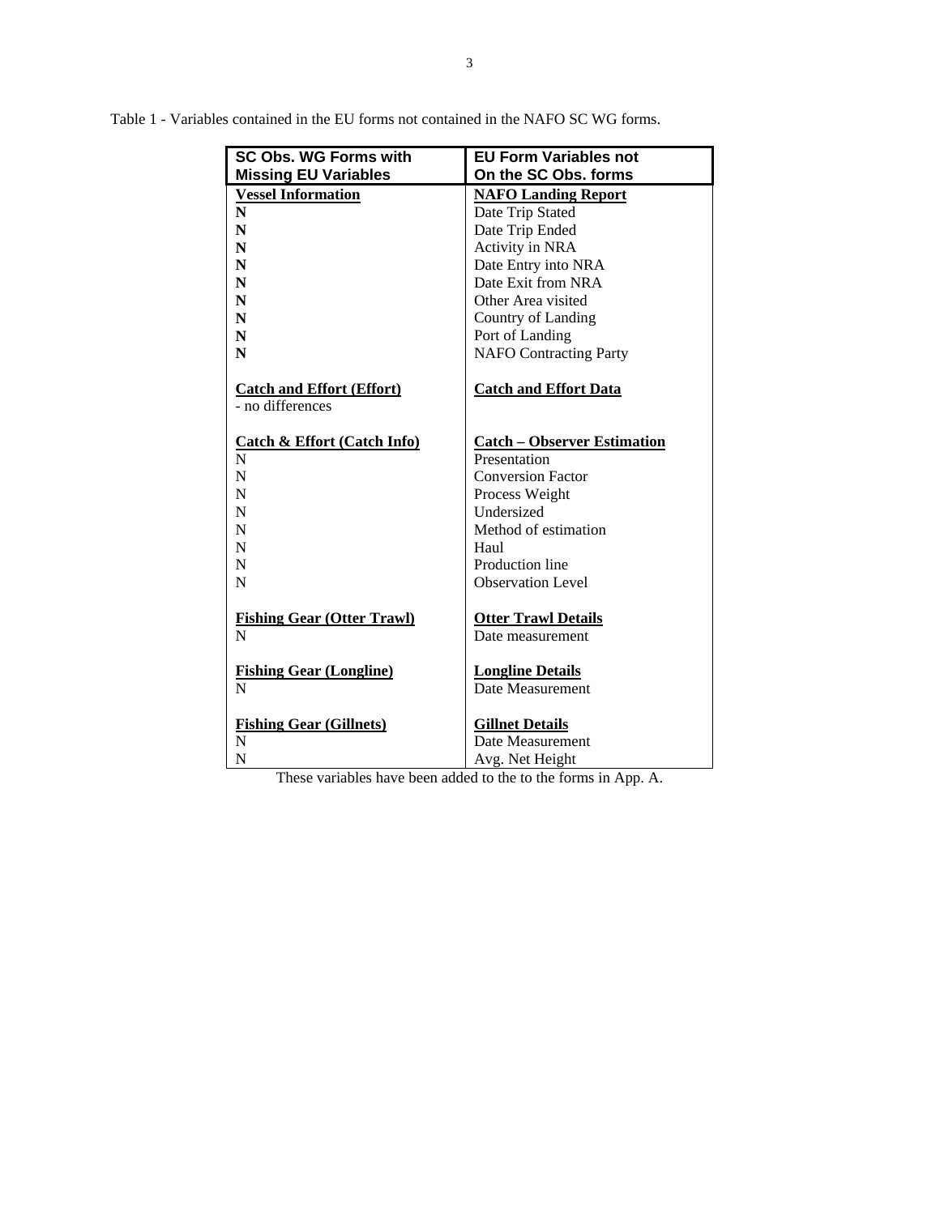Table 1 - Variables contained in the EU forms not contained in the NAFO SC WG forms.

| SC Obs. WG Forms with Missing EU Variables | EU Form Variables not On the SC Obs. forms |
|---|---|
| **Vessel Information** | **NAFO Landing Report** |
| **N** | Date Trip Stated |
| **N** | Date Trip Ended |
| **N** | Activity in NRA |
| **N** | Date Entry into NRA |
| **N** | Date Exit from NRA |
| **N** | Other Area visited |
| **N** | Country of Landing |
| **N** | Port of Landing |
| **N** | NAFO Contracting Party |
| | |
| **Catch and Effort (Effort)** | **Catch and Effort Data** |
| - no differences | |
| | |
| **Catch & Effort (Catch Info)** | **Catch – Observer Estimation** |
| N | Presentation |
| N | Conversion Factor |
| N | Process Weight |
| N | Undersized |
| N | Method of estimation |
| N | Haul |
| N | Production line |
| N | Observation Level |
| | |
| **Fishing Gear (Otter Trawl)** | **Otter Trawl Details** |
| N | Date measurement |
| | |
| **Fishing Gear (Longline)** | **Longline Details** |
| N | Date Measurement |
| | |
| **Fishing Gear (Gillnets)** | **Gillnet Details** |
| N | Date Measurement |
| N | Avg. Net Height |

These variables have been added to the to the forms in App. A.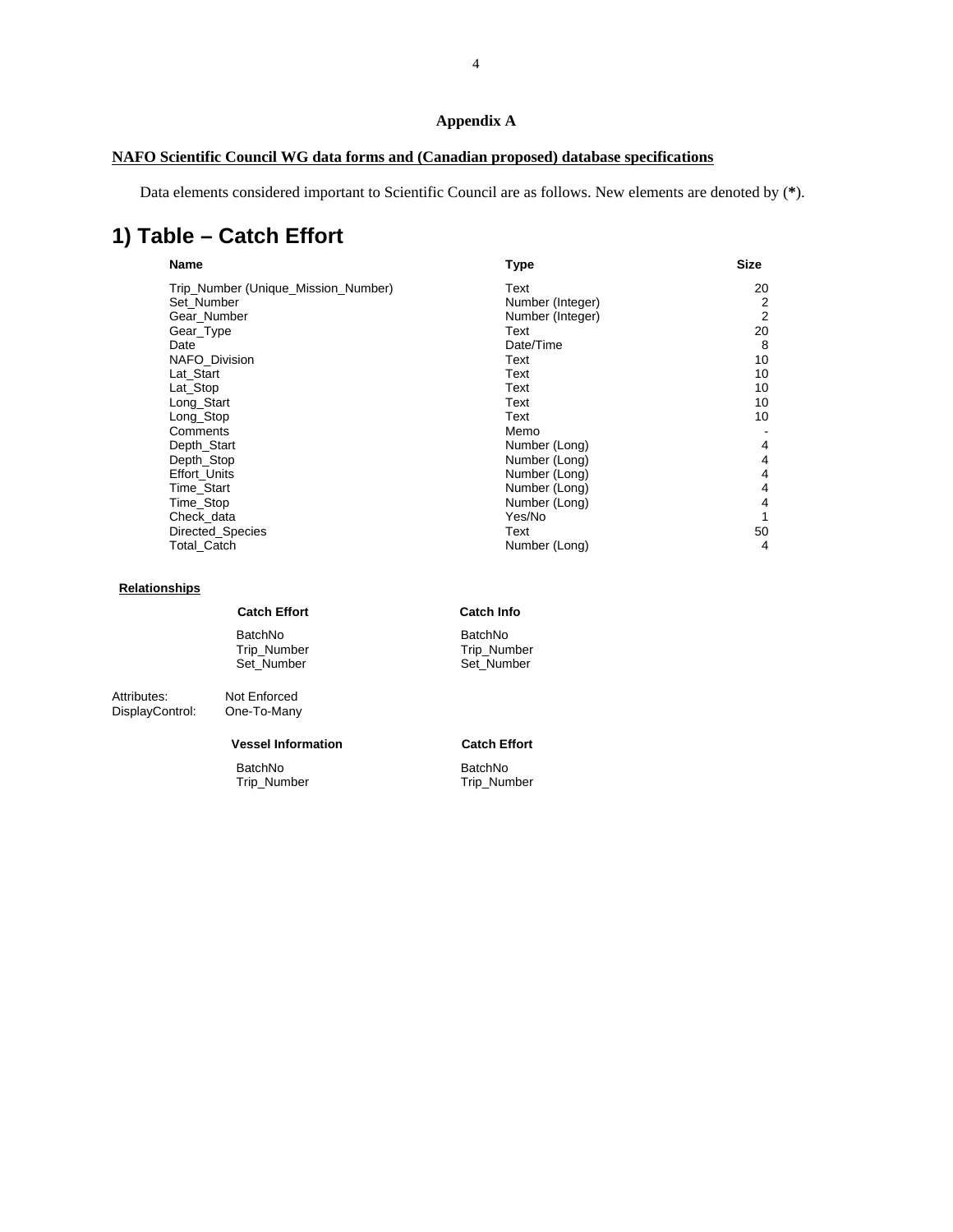### Appendix A

**NAFO Scientific Council WG data forms and (Canadian proposed) database specifications**

Data elements considered important to Scientific Council are as follows. New elements are denoted by (**\***).

# 1) Table – Catch Effort

| Name | Type | Size |
|---|---|---|
| Trip_Number (Unique_Mission_Number) | Text | 20 |
| Set_Number | Number (Integer) | 2 |
| Gear_Number | Number (Integer) | 2 |
| Gear_Type | Text | 20 |
| Date | Date/Time | 8 |
| NAFO_Division | Text | 10 |
| Lat_Start | Text | 10 |
| Lat_Stop | Text | 10 |
| Long_Start | Text | 10 |
| Long_Stop | Text | 10 |
| Comments | Memo | - |
| Depth_Start | Number (Long) | 4 |
| Depth_Stop | Number (Long) | 4 |
| Effort_Units | Number (Long) | 4 |
| Time_Start | Number (Long) | 4 |
| Time_Stop | Number (Long) | 4 |
| Check_data | Yes/No | 1 |
| Directed_Species | Text | 50 |
| Total_Catch | Number (Long) | 4 |

**Relationships**

| Catch Effort | Catch Info |
|---|---|
| BatchNo | BatchNo |
| Trip_Number | Trip_Number |
| Set_Number | Set_Number |

Attributes: Not Enforced
DisplayControl: One-To-Many

| Vessel Information | Catch Effort |
|---|---|
| BatchNo | BatchNo |
| Trip_Number | Trip_Number |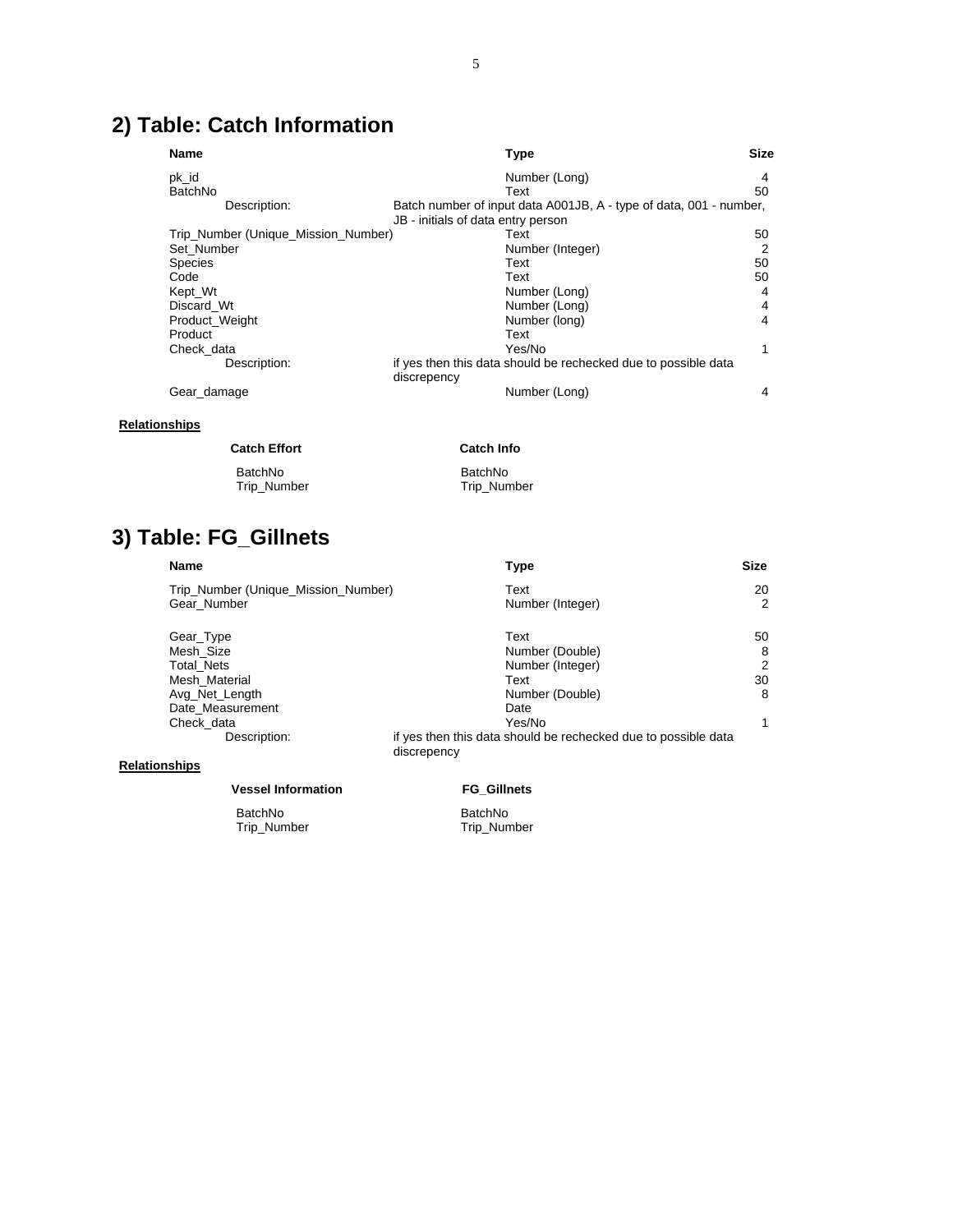## 2) Table: Catch Information

| Name | Type | Size |
|---|---|---|
| pk_id | Number (Long) | 4 |
| BatchNo | Text | 50 |
| Description: | Batch number of input data A001JB, A - type of data, 001 - number, JB - initials of data entry person | |
| Trip_Number (Unique_Mission_Number) | Text | 50 |
| Set_Number | Number (Integer) | 2 |
| Species | Text | 50 |
| Code | Text | 50 |
| Kept_Wt | Number (Long) | 4 |
| Discard_Wt | Number (Long) | 4 |
| Product_Weight | Number (long) | 4 |
| Product | Text | |
| Check_data | Yes/No | 1 |
| Description: | if yes then this data should be rechecked due to possible data discrepency | |
| Gear_damage | Number (Long) | 4 |

**Relationships**

| Catch Effort | Catch Info |
|---|---|
| BatchNo | BatchNo |
| Trip_Number | Trip_Number |

## 3) Table: FG_Gillnets

| Name | Type | Size |
|---|---|---|
| Trip_Number (Unique_Mission_Number) | Text | 20 |
| Gear_Number | Number (Integer) | 2 |
| Gear_Type | Text | 50 |
| Mesh_Size | Number (Double) | 8 |
| Total_Nets | Number (Integer) | 2 |
| Mesh_Material | Text | 30 |
| Avg_Net_Length | Number (Double) | 8 |
| Date_Measurement | Date | |
| Check_data | Yes/No | 1 |
| Description: | if yes then this data should be rechecked due to possible data discrepency | |

**Relationships**

| Vessel Information | FG_Gillnets |
|---|---|
| BatchNo | BatchNo |
| Trip_Number | Trip_Number |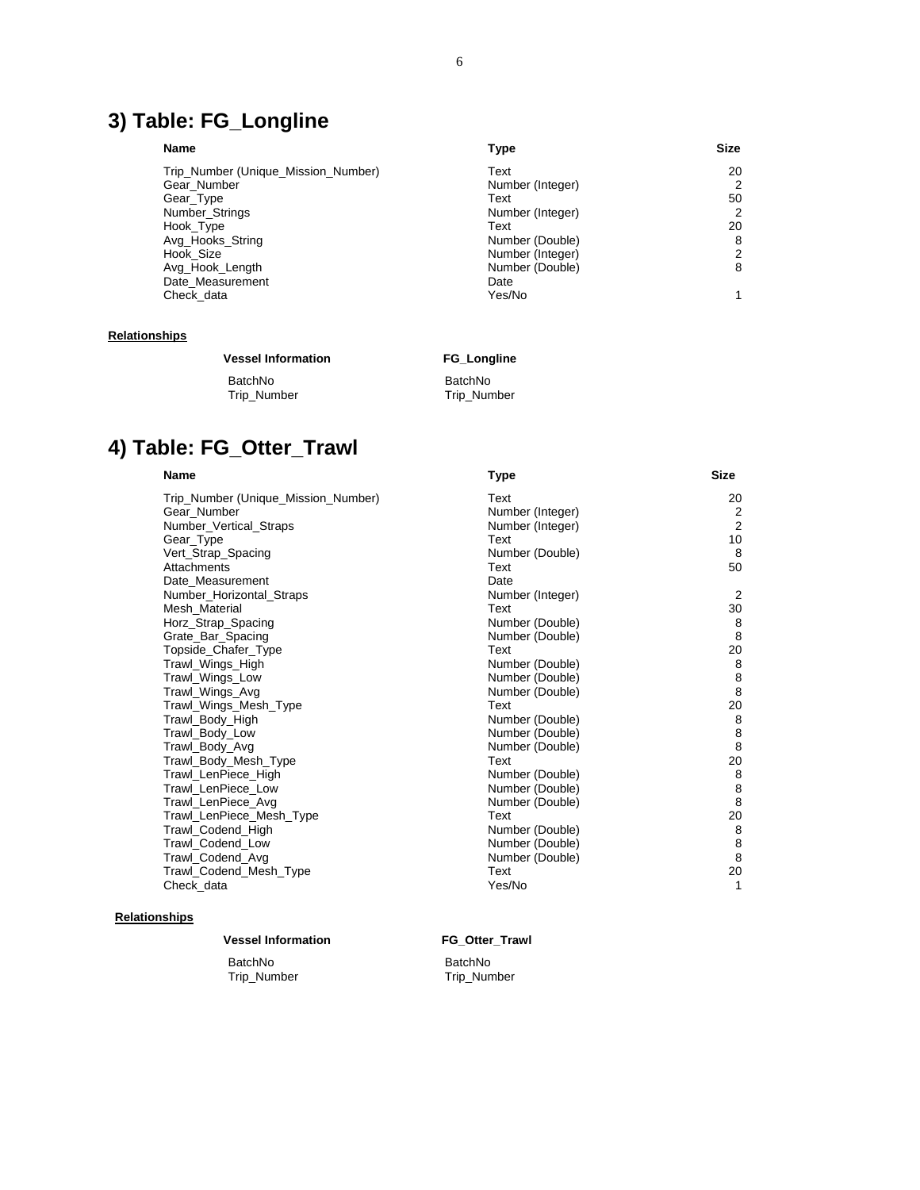## 3) Table: FG_Longline

| Name | Type | Size |
|---|---|---|
| Trip_Number (Unique_Mission_Number) | Text | 20 |
| Gear_Number | Number (Integer) | 2 |
| Gear_Type | Text | 50 |
| Number_Strings | Number (Integer) | 2 |
| Hook_Type | Text | 20 |
| Avg_Hooks_String | Number (Double) | 8 |
| Hook_Size | Number (Integer) | 2 |
| Avg_Hook_Length | Number (Double) | 8 |
| Date_Measurement | Date | |
| Check_data | Yes/No | 1 |

**Relationships**

| Vessel Information | FG_Longline |
|---|---|
| BatchNo | BatchNo |
| Trip_Number | Trip_Number |

## 4) Table: FG_Otter_Trawl

| Name | Type | Size |
|---|---|---|
| Trip_Number (Unique_Mission_Number) | Text | 20 |
| Gear_Number | Number (Integer) | 2 |
| Number_Vertical_Straps | Number (Integer) | 2 |
| Gear_Type | Text | 10 |
| Vert_Strap_Spacing | Number (Double) | 8 |
| Attachments | Text | 50 |
| Date_Measurement | Date | |
| Number_Horizontal_Straps | Number (Integer) | 2 |
| Mesh_Material | Text | 30 |
| Horz_Strap_Spacing | Number (Double) | 8 |
| Grate_Bar_Spacing | Number (Double) | 8 |
| Topside_Chafer_Type | Text | 20 |
| Trawl_Wings_High | Number (Double) | 8 |
| Trawl_Wings_Low | Number (Double) | 8 |
| Trawl_Wings_Avg | Number (Double) | 8 |
| Trawl_Wings_Mesh_Type | Text | 20 |
| Trawl_Body_High | Number (Double) | 8 |
| Trawl_Body_Low | Number (Double) | 8 |
| Trawl_Body_Avg | Number (Double) | 8 |
| Trawl_Body_Mesh_Type | Text | 20 |
| Trawl_LenPiece_High | Number (Double) | 8 |
| Trawl_LenPiece_Low | Number (Double) | 8 |
| Trawl_LenPiece_Avg | Number (Double) | 8 |
| Trawl_LenPiece_Mesh_Type | Text | 20 |
| Trawl_Codend_High | Number (Double) | 8 |
| Trawl_Codend_Low | Number (Double) | 8 |
| Trawl_Codend_Avg | Number (Double) | 8 |
| Trawl_Codend_Mesh_Type | Text | 20 |
| Check_data | Yes/No | 1 |

**Relationships**

| Vessel Information | FG_Otter_Trawl |
|---|---|
| BatchNo | BatchNo |
| Trip_Number | Trip_Number |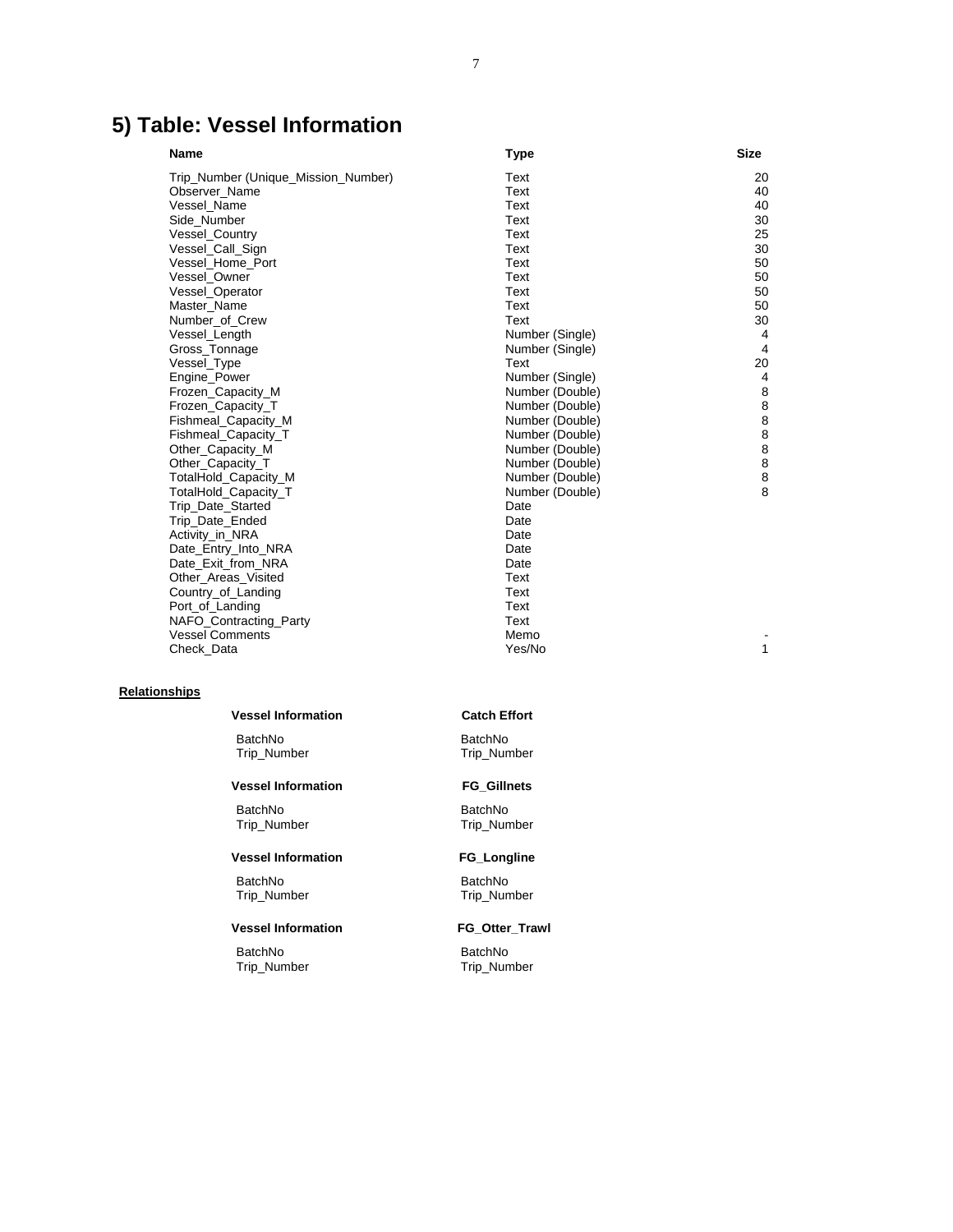# 5) Table: Vessel Information

| Name | Type | Size |
|---|---|---|
| Trip_Number (Unique_Mission_Number) | Text | 20 |
| Observer_Name | Text | 40 |
| Vessel_Name | Text | 40 |
| Side_Number | Text | 30 |
| Vessel_Country | Text | 25 |
| Vessel_Call_Sign | Text | 30 |
| Vessel_Home_Port | Text | 50 |
| Vessel_Owner | Text | 50 |
| Vessel_Operator | Text | 50 |
| Master_Name | Text | 50 |
| Number_of_Crew | Text | 30 |
| Vessel_Length | Number (Single) | 4 |
| Gross_Tonnage | Number (Single) | 4 |
| Vessel_Type | Text | 20 |
| Engine_Power | Number (Single) | 4 |
| Frozen_Capacity_M | Number (Double) | 8 |
| Frozen_Capacity_T | Number (Double) | 8 |
| Fishmeal_Capacity_M | Number (Double) | 8 |
| Fishmeal_Capacity_T | Number (Double) | 8 |
| Other_Capacity_M | Number (Double) | 8 |
| Other_Capacity_T | Number (Double) | 8 |
| TotalHold_Capacity_M | Number (Double) | 8 |
| TotalHold_Capacity_T | Number (Double) | 8 |
| Trip_Date_Started | Date | |
| Trip_Date_Ended | Date | |
| Activity_in_NRA | Date | |
| Date_Entry_Into_NRA | Date | |
| Date_Exit_from_NRA | Date | |
| Other_Areas_Visited | Text | |
| Country_of_Landing | Text | |
| Port_of_Landing | Text | |
| NAFO_Contracting_Party | Text | |
| Vessel Comments | Memo | - |
| Check_Data | Yes/No | 1 |

**Relationships**

| Vessel Information | Catch Effort |
|---|---|
| BatchNo | BatchNo |
| Trip_Number | Trip_Number |

| Vessel Information | FG_Gillnets |
|---|---|
| BatchNo | BatchNo |
| Trip_Number | Trip_Number |

| Vessel Information | FG_Longline |
|---|---|
| BatchNo | BatchNo |
| Trip_Number | Trip_Number |

| Vessel Information | FG_Otter_Trawl |
|---|---|
| BatchNo | BatchNo |
| Trip_Number | Trip_Number |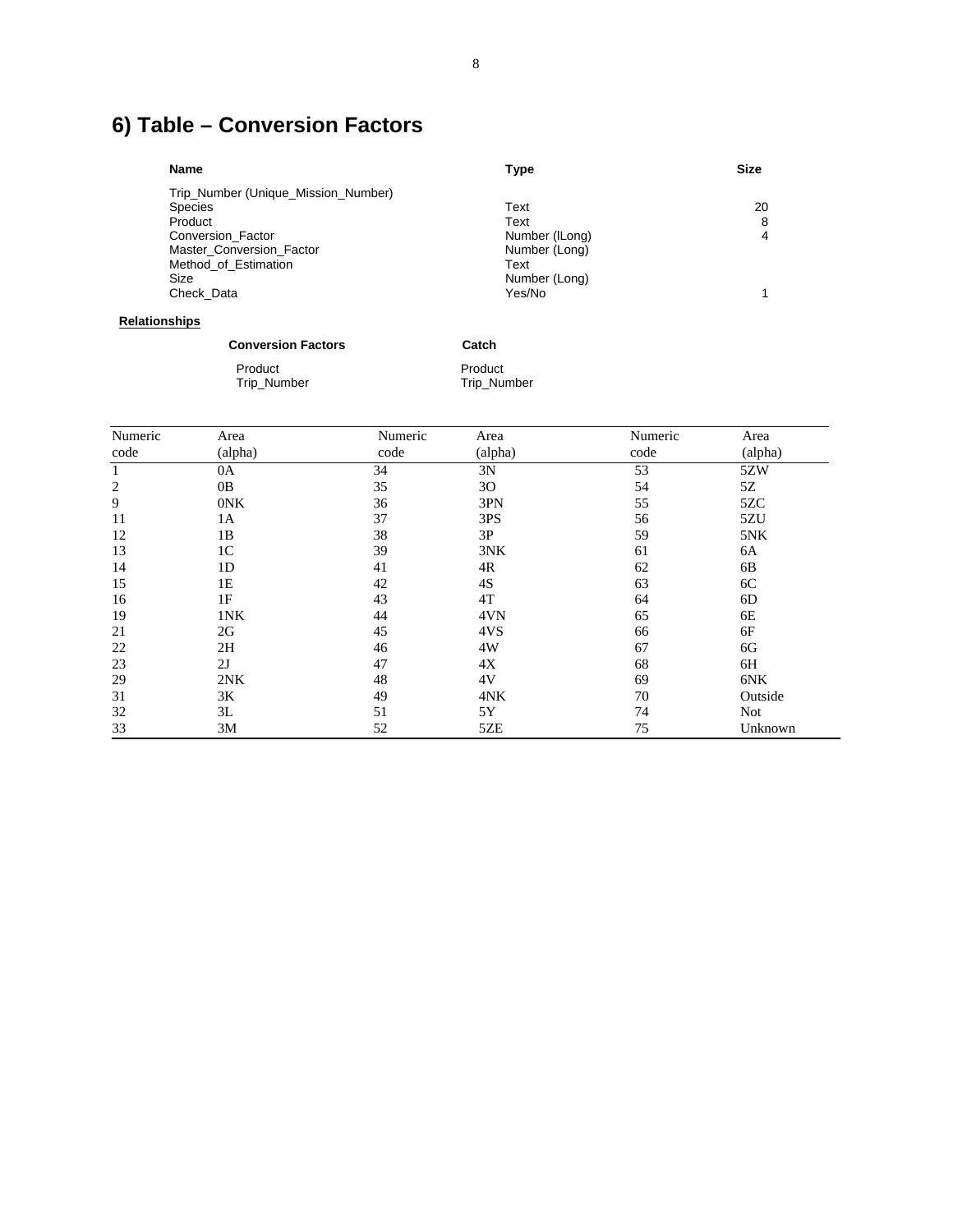# 6) Table – Conversion Factors

| Name | Type | Size |
|---|---|---|
| Trip_Number (Unique_Mission_Number) | | |
| Species | Text | 20 |
| Product | Text | 8 |
| Conversion_Factor | Number (lLong) | 4 |
| Master_Conversion_Factor | Number (Long) | |
| Method_of_Estimation | Text | |
| Size | Number (Long) | |
| Check_Data | Yes/No | 1 |

**Relationships**

| Conversion Factors | Catch |
|---|---|
| Product | Product |
| Trip_Number | Trip_Number |

| Numeric code | Area (alpha) | Numeric code | Area (alpha) | Numeric code | Area (alpha) |
|---|---|---|---|---|---|
| 1 | 0A | 34 | 3N | 53 | 5ZW |
| 2 | 0B | 35 | 3O | 54 | 5Z |
| 9 | 0NK | 36 | 3PN | 55 | 5ZC |
| 11 | 1A | 37 | 3PS | 56 | 5ZU |
| 12 | 1B | 38 | 3P | 59 | 5NK |
| 13 | 1C | 39 | 3NK | 61 | 6A |
| 14 | 1D | 41 | 4R | 62 | 6B |
| 15 | 1E | 42 | 4S | 63 | 6C |
| 16 | 1F | 43 | 4T | 64 | 6D |
| 19 | 1NK | 44 | 4VN | 65 | 6E |
| 21 | 2G | 45 | 4VS | 66 | 6F |
| 22 | 2H | 46 | 4W | 67 | 6G |
| 23 | 2J | 47 | 4X | 68 | 6H |
| 29 | 2NK | 48 | 4V | 69 | 6NK |
| 31 | 3K | 49 | 4NK | 70 | Outside |
| 32 | 3L | 51 | 5Y | 74 | Not |
| 33 | 3M | 52 | 5ZE | 75 | Unknown |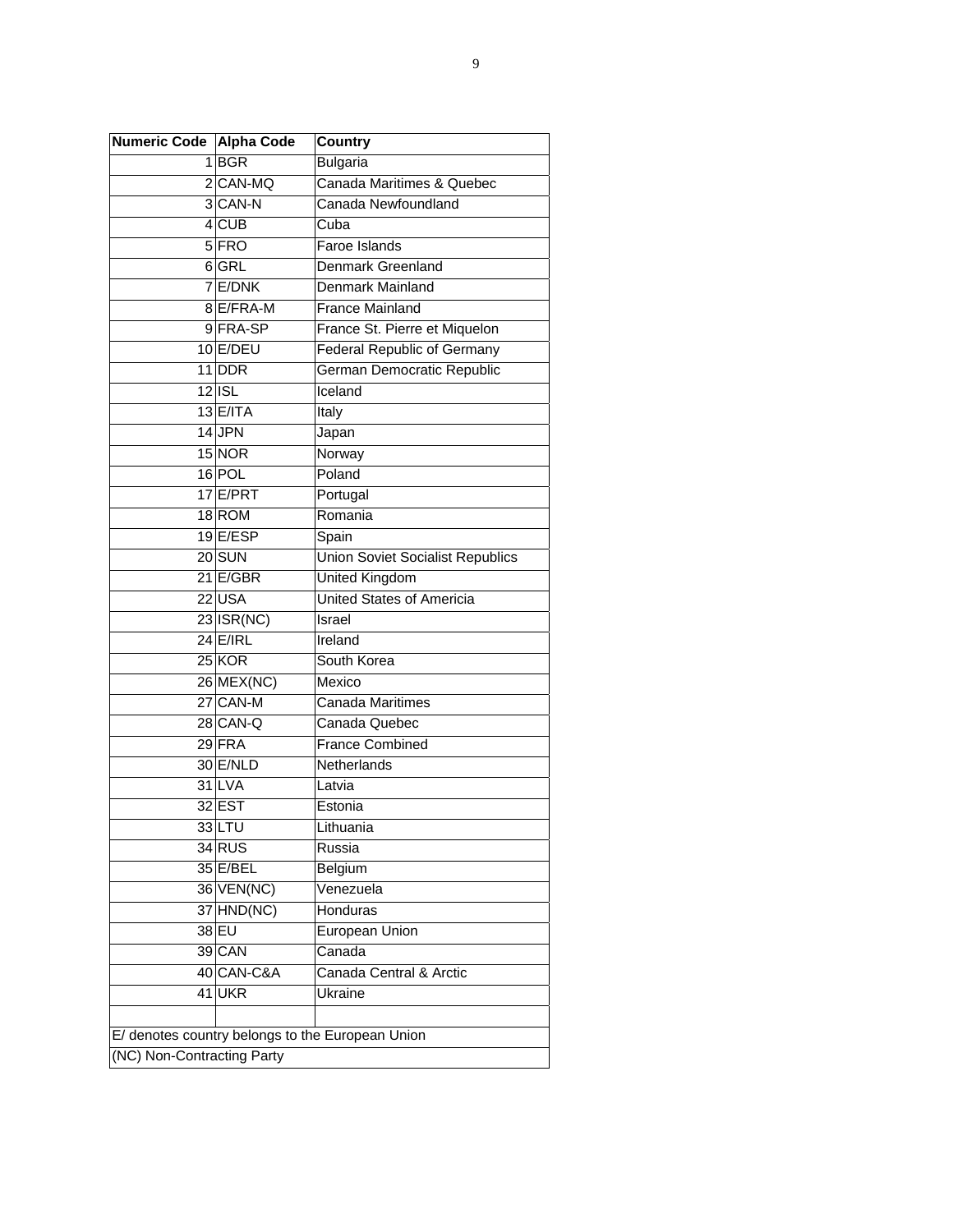| Numeric Code | Alpha Code | Country |
|---|---|---|
| 1 | BGR | Bulgaria |
| 2 | CAN-MQ | Canada Maritimes & Quebec |
| 3 | CAN-N | Canada Newfoundland |
| 4 | CUB | Cuba |
| 5 | FRO | Faroe Islands |
| 6 | GRL | Denmark Greenland |
| 7 | E/DNK | Denmark Mainland |
| 8 | E/FRA-M | France Mainland |
| 9 | FRA-SP | France St. Pierre et Miquelon |
| 10 | E/DEU | Federal Republic of Germany |
| 11 | DDR | German Democratic Republic |
| 12 | ISL | Iceland |
| 13 | E/ITA | Italy |
| 14 | JPN | Japan |
| 15 | NOR | Norway |
| 16 | POL | Poland |
| 17 | E/PRT | Portugal |
| 18 | ROM | Romania |
| 19 | E/ESP | Spain |
| 20 | SUN | Union Soviet Socialist Republics |
| 21 | E/GBR | United Kingdom |
| 22 | USA | United States of Americia |
| 23 | ISR(NC) | Israel |
| 24 | E/IRL | Ireland |
| 25 | KOR | South Korea |
| 26 | MEX(NC) | Mexico |
| 27 | CAN-M | Canada Maritimes |
| 28 | CAN-Q | Canada Quebec |
| 29 | FRA | France Combined |
| 30 | E/NLD | Netherlands |
| 31 | LVA | Latvia |
| 32 | EST | Estonia |
| 33 | LTU | Lithuania |
| 34 | RUS | Russia |
| 35 | E/BEL | Belgium |
| 36 | VEN(NC) | Venezuela |
| 37 | HND(NC) | Honduras |
| 38 | EU | European Union |
| 39 | CAN | Canada |
| 40 | CAN-C&A | Canada Central & Arctic |
| 41 | UKR | Ukraine |
| | | |
| E/ denotes country belongs to the European Union | | |
| (NC) Non-Contracting Party | | |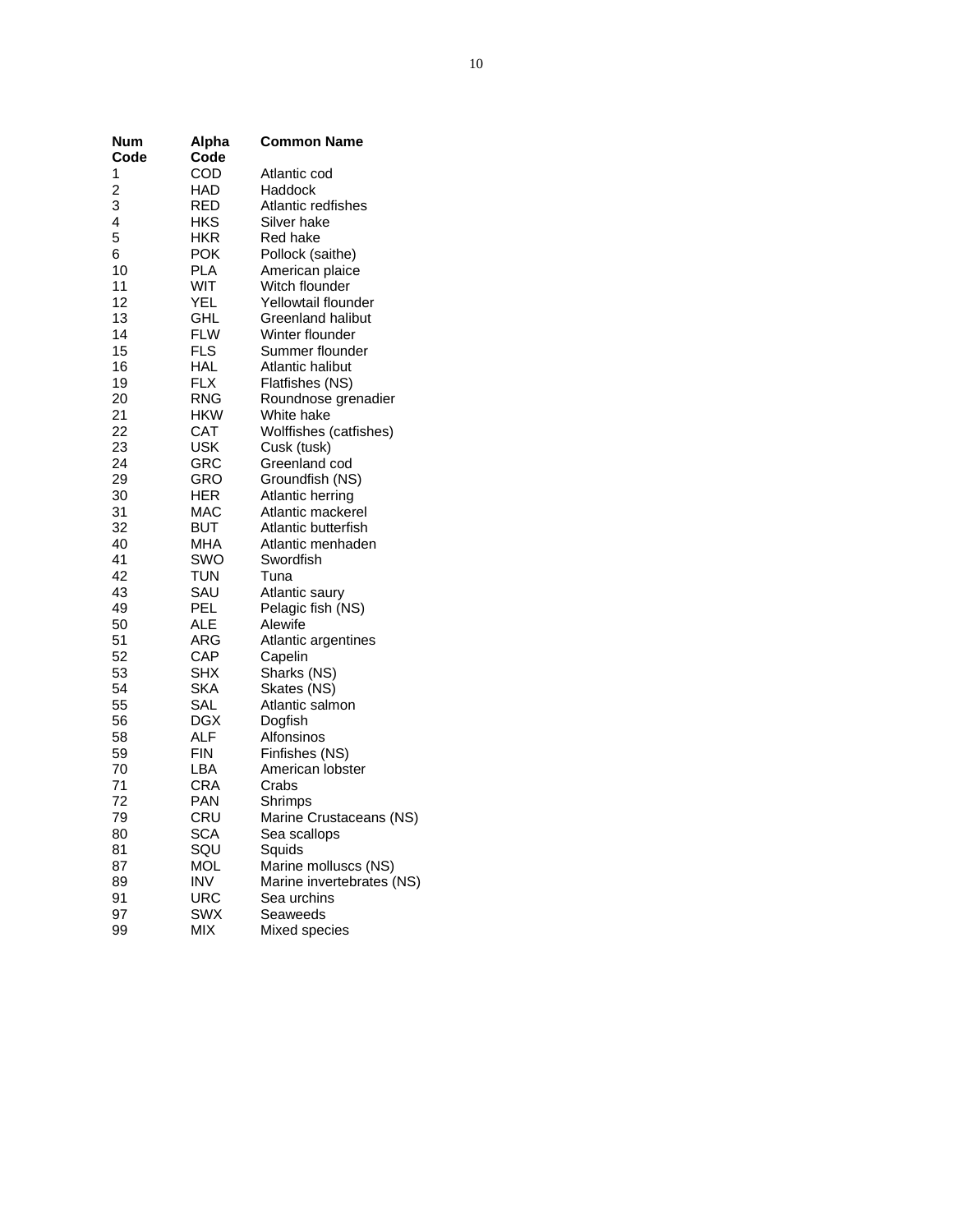| Num Code | Alpha Code | Common Name |
|---|---|---|
| 1 | COD | Atlantic cod |
| 2 | HAD | Haddock |
| 3 | RED | Atlantic redfishes |
| 4 | HKS | Silver hake |
| 5 | HKR | Red hake |
| 6 | POK | Pollock (saithe) |
| 10 | PLA | American plaice |
| 11 | WIT | Witch flounder |
| 12 | YEL | Yellowtail flounder |
| 13 | GHL | Greenland halibut |
| 14 | FLW | Winter flounder |
| 15 | FLS | Summer flounder |
| 16 | HAL | Atlantic halibut |
| 19 | FLX | Flatfishes (NS) |
| 20 | RNG | Roundnose grenadier |
| 21 | HKW | White hake |
| 22 | CAT | Wolffishes (catfishes) |
| 23 | USK | Cusk (tusk) |
| 24 | GRC | Greenland cod |
| 29 | GRO | Groundfish (NS) |
| 30 | HER | Atlantic herring |
| 31 | MAC | Atlantic mackerel |
| 32 | BUT | Atlantic butterfish |
| 40 | MHA | Atlantic menhaden |
| 41 | SWO | Swordfish |
| 42 | TUN | Tuna |
| 43 | SAU | Atlantic saury |
| 49 | PEL | Pelagic fish (NS) |
| 50 | ALE | Alewife |
| 51 | ARG | Atlantic argentines |
| 52 | CAP | Capelin |
| 53 | SHX | Sharks (NS) |
| 54 | SKA | Skates (NS) |
| 55 | SAL | Atlantic salmon |
| 56 | DGX | Dogfish |
| 58 | ALF | Alfonsinos |
| 59 | FIN | Finfishes (NS) |
| 70 | LBA | American lobster |
| 71 | CRA | Crabs |
| 72 | PAN | Shrimps |
| 79 | CRU | Marine Crustaceans (NS) |
| 80 | SCA | Sea scallops |
| 81 | SQU | Squids |
| 87 | MOL | Marine molluscs (NS) |
| 89 | INV | Marine invertebrates (NS) |
| 91 | URC | Sea urchins |
| 97 | SWX | Seaweeds |
| 99 | MIX | Mixed species |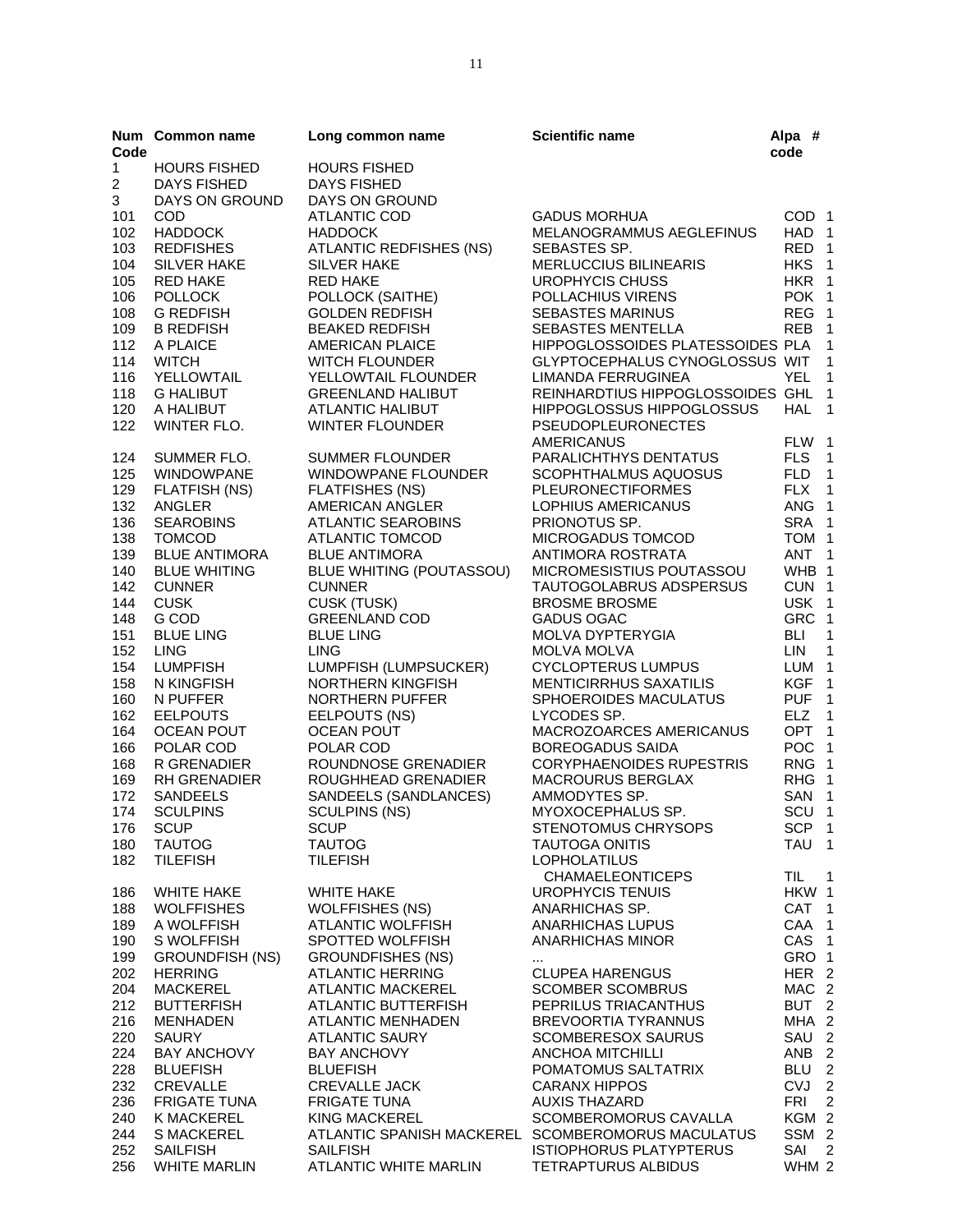| Num Code | Common name | Long common name | Scientific name | Alpa code | # |
|---|---|---|---|---|---|
| 1 | HOURS FISHED | HOURS FISHED | | | |
| 2 | DAYS FISHED | DAYS FISHED | | | |
| 3 | DAYS ON GROUND | DAYS ON GROUND | | | |
| 101 | COD | ATLANTIC COD | GADUS MORHUA | COD | 1 |
| 102 | HADDOCK | HADDOCK | MELANOGRAMMUS AEGLEFINUS | HAD | 1 |
| 103 | REDFISHES | ATLANTIC REDFISHES (NS) | SEBASTES SP. | RED | 1 |
| 104 | SILVER HAKE | SILVER HAKE | MERLUCCIUS BILINEARIS | HKS | 1 |
| 105 | RED HAKE | RED HAKE | UROPHYCIS CHUSS | HKR | 1 |
| 106 | POLLOCK | POLLOCK (SAITHE) | POLLACHIUS VIRENS | POK | 1 |
| 108 | G REDFISH | GOLDEN REDFISH | SEBASTES MARINUS | REG | 1 |
| 109 | B REDFISH | BEAKED REDFISH | SEBASTES MENTELLA | REB | 1 |
| 112 | A PLAICE | AMERICAN PLAICE | HIPPOGLOSSOIDES PLATESSOIDES | PLA | 1 |
| 114 | WITCH | WITCH FLOUNDER | GLYPTOCEPHALUS CYNOGLOSSUS | WIT | 1 |
| 116 | YELLOWTAIL | YELLOWTAIL FLOUNDER | LIMANDA FERRUGINEA | YEL | 1 |
| 118 | G HALIBUT | GREENLAND HALIBUT | REINHARDTIUS HIPPOGLOSSOIDES | GHL | 1 |
| 120 | A HALIBUT | ATLANTIC HALIBUT | HIPPOGLOSSUS HIPPOGLOSSUS | HAL | 1 |
| 122 | WINTER FLO. | WINTER FLOUNDER | PSEUDOPLEURONECTES AMERICANUS | FLW | 1 |
| 124 | SUMMER FLO. | SUMMER FLOUNDER | PARALICHTHYS DENTATUS | FLS | 1 |
| 125 | WINDOWPANE | WINDOWPANE FLOUNDER | SCOPHTHALMUS AQUOSUS | FLD | 1 |
| 129 | FLATFISH (NS) | FLATFISHES (NS) | PLEURONECTIFORMES | FLX | 1 |
| 132 | ANGLER | AMERICAN ANGLER | LOPHIUS AMERICANUS | ANG | 1 |
| 136 | SEAROBINS | ATLANTIC SEAROBINS | PRIONOTUS SP. | SRA | 1 |
| 138 | TOMCOD | ATLANTIC TOMCOD | MICROGADUS TOMCOD | TOM | 1 |
| 139 | BLUE ANTIMORA | BLUE ANTIMORA | ANTIMORA ROSTRATA | ANT | 1 |
| 140 | BLUE WHITING | BLUE WHITING (POUTASSOU) | MICROMESISTIUS POUTASSOU | WHB | 1 |
| 142 | CUNNER | CUNNER | TAUTOGOLABRUS ADSPERSUS | CUN | 1 |
| 144 | CUSK | CUSK (TUSK) | BROSME BROSME | USK | 1 |
| 148 | G COD | GREENLAND COD | GADUS OGAC | GRC | 1 |
| 151 | BLUE LING | BLUE LING | MOLVA DYPTERYGIA | BLI | 1 |
| 152 | LING | LING | MOLVA MOLVA | LIN | 1 |
| 154 | LUMPFISH | LUMPFISH (LUMPSUCKER) | CYCLOPTERUS LUMPUS | LUM | 1 |
| 158 | N KINGFISH | NORTHERN KINGFISH | MENTICIRRHUS SAXATILIS | KGF | 1 |
| 160 | N PUFFER | NORTHERN PUFFER | SPHOEROIDES MACULATUS | PUF | 1 |
| 162 | EELPOUTS | EELPOUTS (NS) | LYCODES SP. | ELZ | 1 |
| 164 | OCEAN POUT | OCEAN POUT | MACROZOARCES AMERICANUS | OPT | 1 |
| 166 | POLAR COD | POLAR COD | BOREOGADUS SAIDA | POC | 1 |
| 168 | R GRENADIER | ROUNDNOSE GRENADIER | CORYPHAENOIDES RUPESTRIS | RNG | 1 |
| 169 | RH GRENADIER | ROUGHHEAD GRENADIER | MACROURUS BERGLAX | RHG | 1 |
| 172 | SANDEELS | SANDEELS (SANDLANCES) | AMMODYTES SP. | SAN | 1 |
| 174 | SCULPINS | SCULPINS (NS) | MYOXOCEPHALUS SP. | SCU | 1 |
| 176 | SCUP | SCUP | STENOTOMUS CHRYSOPS | SCP | 1 |
| 180 | TAUTOG | TAUTOG | TAUTOGA ONITIS | TAU | 1 |
| 182 | TILEFISH | TILEFISH | LOPHOLATILUS CHAMAELEONTICEPS | TIL | 1 |
| 186 | WHITE HAKE | WHITE HAKE | UROPHYCIS TENUIS | HKW | 1 |
| 188 | WOLFFISHES | WOLFFISHES (NS) | ANARHICHAS SP. | CAT | 1 |
| 189 | A WOLFFISH | ATLANTIC WOLFFISH | ANARHICHAS LUPUS | CAA | 1 |
| 190 | S WOLFFISH | SPOTTED WOLFFISH | ANARHICHAS MINOR | CAS | 1 |
| 199 | GROUNDFISH (NS) | GROUNDFISHES (NS) | ... | GRO | 1 |
| 202 | HERRING | ATLANTIC HERRING | CLUPEA HARENGUS | HER | 2 |
| 204 | MACKEREL | ATLANTIC MACKEREL | SCOMBER SCOMBRUS | MAC | 2 |
| 212 | BUTTERFISH | ATLANTIC BUTTERFISH | PEPRILUS TRIACANTHUS | BUT | 2 |
| 216 | MENHADEN | ATLANTIC MENHADEN | BREVOORTIA TYRANNUS | MHA | 2 |
| 220 | SAURY | ATLANTIC SAURY | SCOMBERESOX SAURUS | SAU | 2 |
| 224 | BAY ANCHOVY | BAY ANCHOVY | ANCHOA MITCHILLI | ANB | 2 |
| 228 | BLUEFISH | BLUEFISH | POMATOMUS SALTATRIX | BLU | 2 |
| 232 | CREVALLE | CREVALLE JACK | CARANX HIPPOS | CVJ | 2 |
| 236 | FRIGATE TUNA | FRIGATE TUNA | AUXIS THAZARD | FRI | 2 |
| 240 | K MACKEREL | KING MACKEREL | SCOMBEROMORUS CAVALLA | KGM | 2 |
| 244 | S MACKEREL | ATLANTIC SPANISH MACKEREL | SCOMBEROMORUS MACULATUS | SSM | 2 |
| 252 | SAILFISH | SAILFISH | ISTIOPHORUS PLATYPTERUS | SAI | 2 |
| 256 | WHITE MARLIN | ATLANTIC WHITE MARLIN | TETRAPTURUS ALBIDUS | WHM | 2 |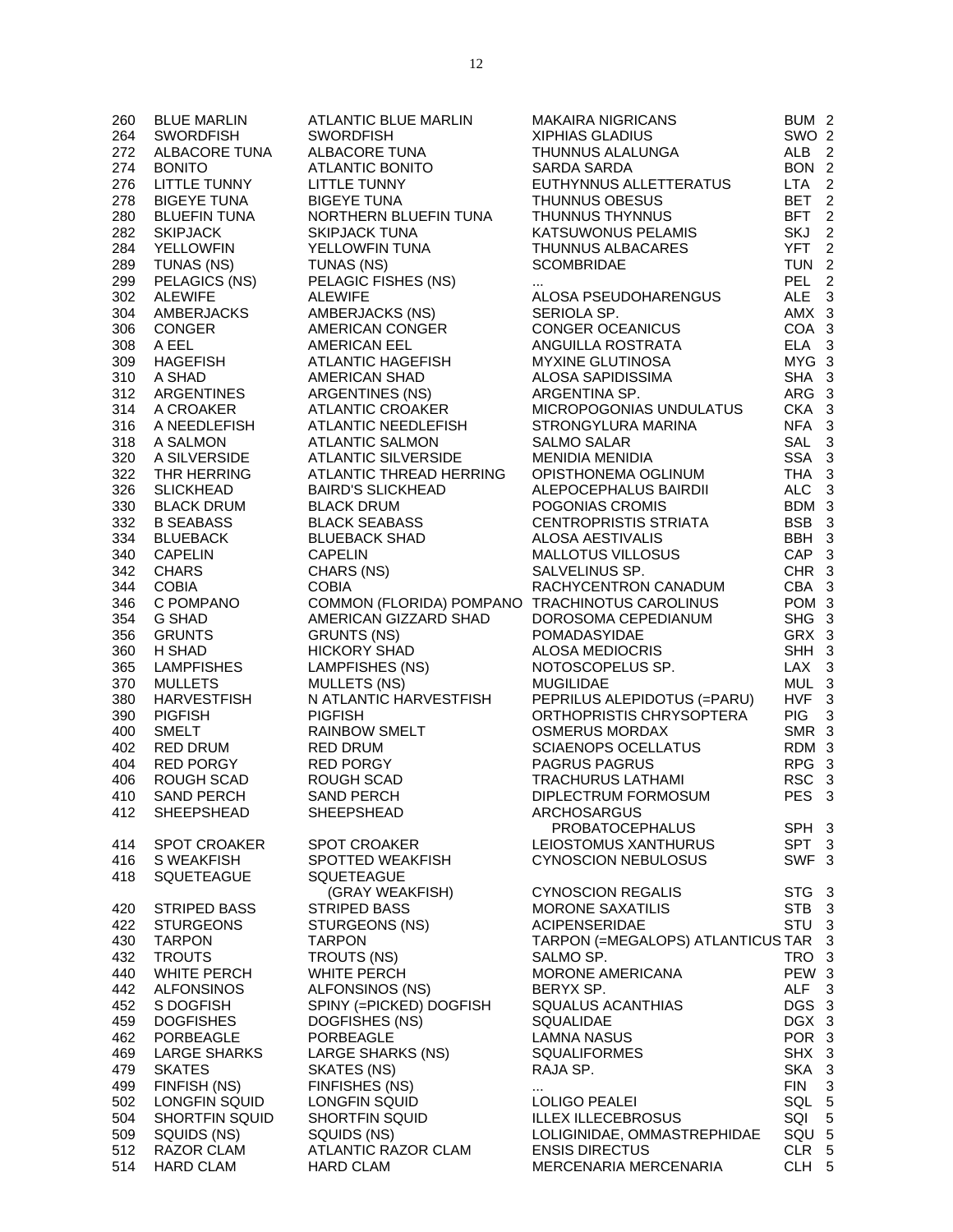| | | | | | |
|---|---|---|---|---|---|
| 260 | BLUE MARLIN | ATLANTIC BLUE MARLIN | MAKAIRA NIGRICANS | BUM | 2 |
| 264 | SWORDFISH | SWORDFISH | XIPHIAS GLADIUS | SWO | 2 |
| 272 | ALBACORE TUNA | ALBACORE TUNA | THUNNUS ALALUNGA | ALB | 2 |
| 274 | BONITO | ATLANTIC BONITO | SARDA SARDA | BON | 2 |
| 276 | LITTLE TUNNY | LITTLE TUNNY | EUTHYNNUS ALLETTERATUS | LTA | 2 |
| 278 | BIGEYE TUNA | BIGEYE TUNA | THUNNUS OBESUS | BET | 2 |
| 280 | BLUEFIN TUNA | NORTHERN BLUEFIN TUNA | THUNNUS THYNNUS | BFT | 2 |
| 282 | SKIPJACK | SKIPJACK TUNA | KATSUWONUS PELAMIS | SKJ | 2 |
| 284 | YELLOWFIN | YELLOWFIN TUNA | THUNNUS ALBACARES | YFT | 2 |
| 289 | TUNAS (NS) | TUNAS (NS) | SCOMBRIDAE | TUN | 2 |
| 299 | PELAGICS (NS) | PELAGIC FISHES (NS) | ... | PEL | 2 |
| 302 | ALEWIFE | ALEWIFE | ALOSA PSEUDOHARENGUS | ALE | 3 |
| 304 | AMBERJACKS | AMBERJACKS (NS) | SERIOLA SP. | AMX | 3 |
| 306 | CONGER | AMERICAN CONGER | CONGER OCEANICUS | COA | 3 |
| 308 | A EEL | AMERICAN EEL | ANGUILLA ROSTRATA | ELA | 3 |
| 309 | HAGEFISH | ATLANTIC HAGEFISH | MYXINE GLUTINOSA | MYG | 3 |
| 310 | A SHAD | AMERICAN SHAD | ALOSA SAPIDISSIMA | SHA | 3 |
| 312 | ARGENTINES | ARGENTINES (NS) | ARGENTINA SP. | ARG | 3 |
| 314 | A CROAKER | ATLANTIC CROAKER | MICROPOGONIAS UNDULATUS | CKA | 3 |
| 316 | A NEEDLEFISH | ATLANTIC NEEDLEFISH | STRONGYLURA MARINA | NFA | 3 |
| 318 | A SALMON | ATLANTIC SALMON | SALMO SALAR | SAL | 3 |
| 320 | A SILVERSIDE | ATLANTIC SILVERSIDE | MENIDIA MENIDIA | SSA | 3 |
| 322 | THR HERRING | ATLANTIC THREAD HERRING | OPISTHONEMA OGLINUM | THA | 3 |
| 326 | SLICKHEAD | BAIRD'S SLICKHEAD | ALEPOCEPHALUS BAIRDII | ALC | 3 |
| 330 | BLACK DRUM | BLACK DRUM | POGONIAS CROMIS | BDM | 3 |
| 332 | B SEABASS | BLACK SEABASS | CENTROPRISTIS STRIATA | BSB | 3 |
| 334 | BLUEBACK | BLUEBACK SHAD | ALOSA AESTIVALIS | BBH | 3 |
| 340 | CAPELIN | CAPELIN | MALLOTUS VILLOSUS | CAP | 3 |
| 342 | CHARS | CHARS (NS) | SALVELINUS SP. | CHR | 3 |
| 344 | COBIA | COBIA | RACHYCENTRON CANADUM | CBA | 3 |
| 346 | C POMPANO | COMMON (FLORIDA) POMPANO | TRACHINOTUS CAROLINUS | POM | 3 |
| 354 | G SHAD | AMERICAN GIZZARD SHAD | DOROSOMA CEPEDIANUM | SHG | 3 |
| 356 | GRUNTS | GRUNTS (NS) | POMADASYIDAE | GRX | 3 |
| 360 | H SHAD | HICKORY SHAD | ALOSA MEDIOCRIS | SHH | 3 |
| 365 | LAMPFISHES | LAMPFISHES (NS) | NOTOSCOPELUS SP. | LAX | 3 |
| 370 | MULLETS | MULLETS (NS) | MUGILIDAE | MUL | 3 |
| 380 | HARVESTFISH | N ATLANTIC HARVESTFISH | PEPRILUS ALEPIDOTUS (=PARU) | HVF | 3 |
| 390 | PIGFISH | PIGFISH | ORTHOPRISTIS CHRYSOPTERA | PIG | 3 |
| 400 | SMELT | RAINBOW SMELT | OSMERUS MORDAX | SMR | 3 |
| 402 | RED DRUM | RED DRUM | SCIAENOPS OCELLATUS | RDM | 3 |
| 404 | RED PORGY | RED PORGY | PAGRUS PAGRUS | RPG | 3 |
| 406 | ROUGH SCAD | ROUGH SCAD | TRACHURUS LATHAMI | RSC | 3 |
| 410 | SAND PERCH | SAND PERCH | DIPLECTRUM FORMOSUM | PES | 3 |
| 412 | SHEEPSHEAD | SHEEPSHEAD | ARCHOSARGUS PROBATOCEPHALUS | SPH | 3 |
| 414 | SPOT CROAKER | SPOT CROAKER | LEIOSTOMUS XANTHURUS | SPT | 3 |
| 416 | S WEAKFISH | SPOTTED WEAKFISH | CYNOSCION NEBULOSUS | SWF | 3 |
| 418 | SQUETEAGUE | SQUETEAGUE (GRAY WEAKFISH) | CYNOSCION REGALIS | STG | 3 |
| 420 | STRIPED BASS | STRIPED BASS | MORONE SAXATILIS | STB | 3 |
| 422 | STURGEONS | STURGEONS (NS) | ACIPENSERIDAE | STU | 3 |
| 430 | TARPON | TARPON | TARPON (=MEGALOPS) ATLANTICUS | TAR | 3 |
| 432 | TROUTS | TROUTS (NS) | SALMO SP. | TRO | 3 |
| 440 | WHITE PERCH | WHITE PERCH | MORONE AMERICANA | PEW | 3 |
| 442 | ALFONSINOS | ALFONSINOS (NS) | BERYX SP. | ALF | 3 |
| 452 | S DOGFISH | SPINY (=PICKED) DOGFISH | SQUALUS ACANTHIAS | DGS | 3 |
| 459 | DOGFISHES | DOGFISHES (NS) | SQUALIDAE | DGX | 3 |
| 462 | PORBEAGLE | PORBEAGLE | LAMNA NASUS | POR | 3 |
| 469 | LARGE SHARKS | LARGE SHARKS (NS) | SQUALIFORMES | SHX | 3 |
| 479 | SKATES | SKATES (NS) | RAJA SP. | SKA | 3 |
| 499 | FINFISH (NS) | FINFISHES (NS) | ... | FIN | 3 |
| 502 | LONGFIN SQUID | LONGFIN SQUID | LOLIGO PEALEI | SQL | 5 |
| 504 | SHORTFIN SQUID | SHORTFIN SQUID | ILLEX ILLECEBROSUS | SQI | 5 |
| 509 | SQUIDS (NS) | SQUIDS (NS) | LOLIGINIDAE, OMMASTREPHIDAE | SQU | 5 |
| 512 | RAZOR CLAM | ATLANTIC RAZOR CLAM | ENSIS DIRECTUS | CLR | 5 |
| 514 | HARD CLAM | HARD CLAM | MERCENARIA MERCENARIA | CLH | 5 |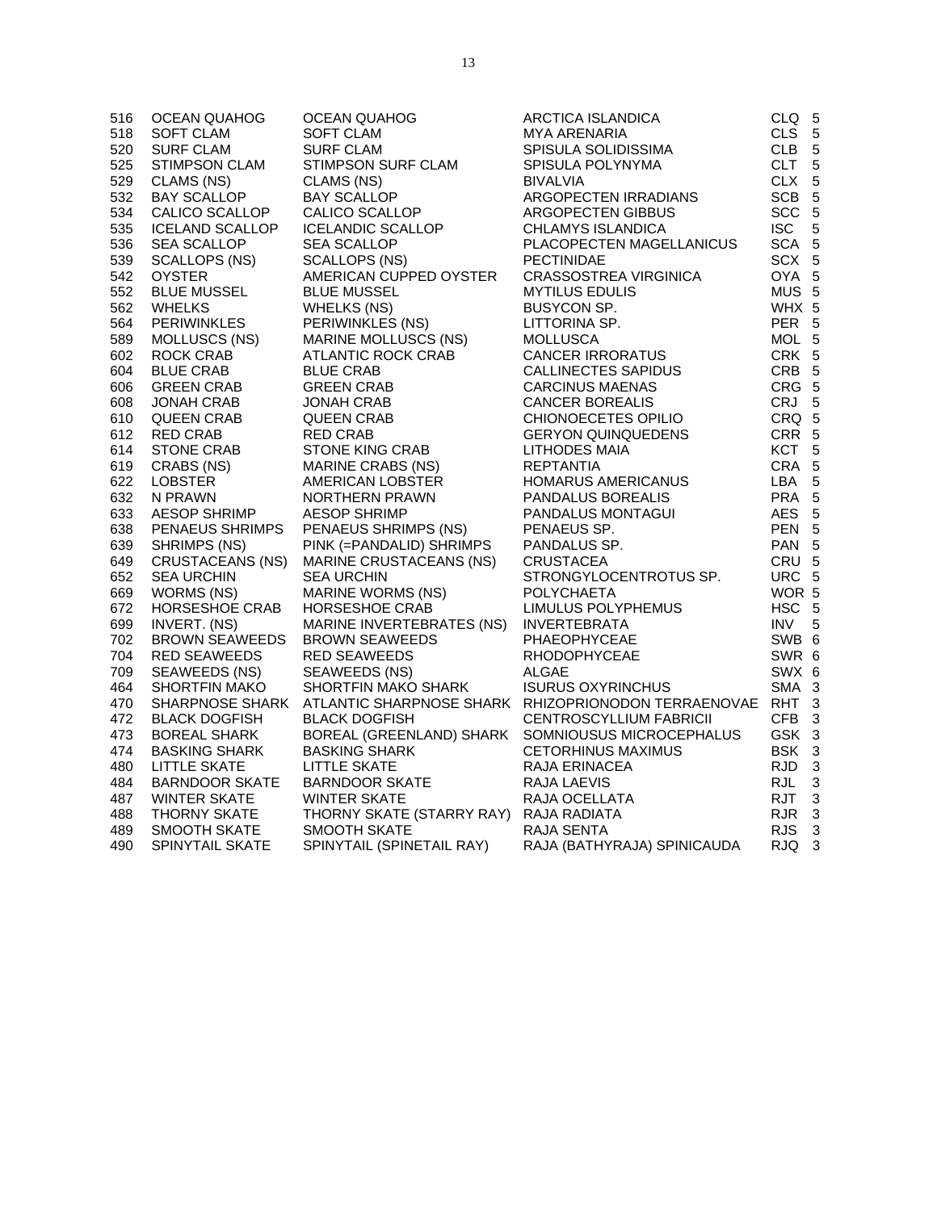| | | | | | |
|---|---|---|---|---|---|
| 516 | OCEAN QUAHOG | OCEAN QUAHOG | ARCTICA ISLANDICA | CLQ | 5 |
| 518 | SOFT CLAM | SOFT CLAM | MYA ARENARIA | CLS | 5 |
| 520 | SURF CLAM | SURF CLAM | SPISULA SOLIDISSIMA | CLB | 5 |
| 525 | STIMPSON CLAM | STIMPSON SURF CLAM | SPISULA POLYNYMA | CLT | 5 |
| 529 | CLAMS (NS) | CLAMS (NS) | BIVALVIA | CLX | 5 |
| 532 | BAY SCALLOP | BAY SCALLOP | ARGOPECTEN IRRADIANS | SCB | 5 |
| 534 | CALICO SCALLOP | CALICO SCALLOP | ARGOPECTEN GIBBUS | SCC | 5 |
| 535 | ICELAND SCALLOP | ICELANDIC SCALLOP | CHLAMYS ISLANDICA | ISC | 5 |
| 536 | SEA SCALLOP | SEA SCALLOP | PLACOPECTEN MAGELLANICUS | SCA | 5 |
| 539 | SCALLOPS (NS) | SCALLOPS (NS) | PECTINIDAE | SCX | 5 |
| 542 | OYSTER | AMERICAN CUPPED OYSTER | CRASSOSTREA VIRGINICA | OYA | 5 |
| 552 | BLUE MUSSEL | BLUE MUSSEL | MYTILUS EDULIS | MUS | 5 |
| 562 | WHELKS | WHELKS (NS) | BUSYCON SP. | WHX | 5 |
| 564 | PERIWINKLES | PERIWINKLES (NS) | LITTORINA SP. | PER | 5 |
| 589 | MOLLUSCS (NS) | MARINE MOLLUSCS (NS) | MOLLUSCA | MOL | 5 |
| 602 | ROCK CRAB | ATLANTIC ROCK CRAB | CANCER IRRORATUS | CRK | 5 |
| 604 | BLUE CRAB | BLUE CRAB | CALLINECTES SAPIDUS | CRB | 5 |
| 606 | GREEN CRAB | GREEN CRAB | CARCINUS MAENAS | CRG | 5 |
| 608 | JONAH CRAB | JONAH CRAB | CANCER BOREALIS | CRJ | 5 |
| 610 | QUEEN CRAB | QUEEN CRAB | CHIONOECETES OPILIO | CRQ | 5 |
| 612 | RED CRAB | RED CRAB | GERYON QUINQUEDENS | CRR | 5 |
| 614 | STONE CRAB | STONE KING CRAB | LITHODES MAIA | KCT | 5 |
| 619 | CRABS (NS) | MARINE CRABS (NS) | REPTANTIA | CRA | 5 |
| 622 | LOBSTER | AMERICAN LOBSTER | HOMARUS AMERICANUS | LBA | 5 |
| 632 | N PRAWN | NORTHERN PRAWN | PANDALUS BOREALIS | PRA | 5 |
| 633 | AESOP SHRIMP | AESOP SHRIMP | PANDALUS MONTAGUI | AES | 5 |
| 638 | PENAEUS SHRIMPS | PENAEUS SHRIMPS (NS) | PENAEUS SP. | PEN | 5 |
| 639 | SHRIMPS (NS) | PINK (=PANDALID) SHRIMPS | PANDALUS SP. | PAN | 5 |
| 649 | CRUSTACEANS (NS) | MARINE CRUSTACEANS (NS) | CRUSTACEA | CRU | 5 |
| 652 | SEA URCHIN | SEA URCHIN | STRONGYLOCENTROTUS SP. | URC | 5 |
| 669 | WORMS (NS) | MARINE WORMS (NS) | POLYCHAETA | WOR | 5 |
| 672 | HORSESHOE CRAB | HORSESHOE CRAB | LIMULUS POLYPHEMUS | HSC | 5 |
| 699 | INVERT. (NS) | MARINE INVERTEBRATES (NS) | INVERTEBRATA | INV | 5 |
| 702 | BROWN SEAWEEDS | BROWN SEAWEEDS | PHAEOPHYCEAE | SWB | 6 |
| 704 | RED SEAWEEDS | RED SEAWEEDS | RHODOPHYCEAE | SWR | 6 |
| 709 | SEAWEEDS (NS) | SEAWEEDS (NS) | ALGAE | SWX | 6 |
| 464 | SHORTFIN MAKO | SHORTFIN MAKO SHARK | ISURUS OXYRINCHUS | SMA | 3 |
| 470 | SHARPNOSE SHARK | ATLANTIC SHARPNOSE SHARK | RHIZOPRIONODON TERRAENOVAE | RHT | 3 |
| 472 | BLACK DOGFISH | BLACK DOGFISH | CENTROSCYLLIUM FABRICII | CFB | 3 |
| 473 | BOREAL SHARK | BOREAL (GREENLAND) SHARK | SOMNIOUSUS MICROCEPHALUS | GSK | 3 |
| 474 | BASKING SHARK | BASKING SHARK | CETORHINUS MAXIMUS | BSK | 3 |
| 480 | LITTLE SKATE | LITTLE SKATE | RAJA ERINACEA | RJD | 3 |
| 484 | BARNDOOR SKATE | BARNDOOR SKATE | RAJA LAEVIS | RJL | 3 |
| 487 | WINTER SKATE | WINTER SKATE | RAJA OCELLATA | RJT | 3 |
| 488 | THORNY SKATE | THORNY SKATE (STARRY RAY) | RAJA RADIATA | RJR | 3 |
| 489 | SMOOTH SKATE | SMOOTH SKATE | RAJA SENTA | RJS | 3 |
| 490 | SPINYTAIL SKATE | SPINYTAIL (SPINETAIL RAY) | RAJA (BATHYRAJA) SPINICAUDA | RJQ | 3 |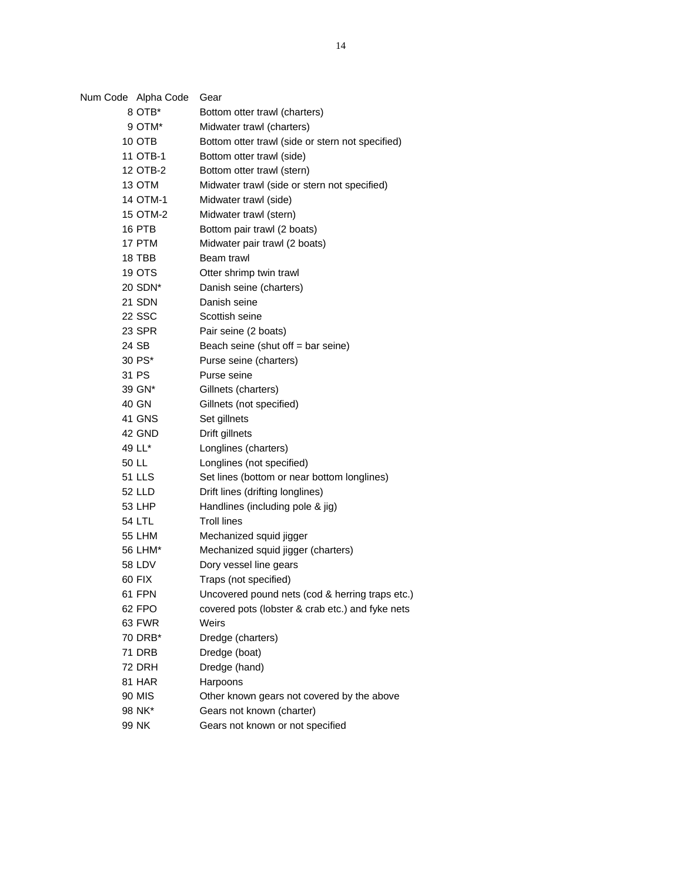| Num Code | Alpha Code | Gear |
|---|---|---|
| 8 | OTB* | Bottom otter trawl (charters) |
| 9 | OTM* | Midwater trawl (charters) |
| 10 | OTB | Bottom otter trawl (side or stern not specified) |
| 11 | OTB-1 | Bottom otter trawl (side) |
| 12 | OTB-2 | Bottom otter trawl (stern) |
| 13 | OTM | Midwater trawl (side or stern not specified) |
| 14 | OTM-1 | Midwater trawl (side) |
| 15 | OTM-2 | Midwater trawl (stern) |
| 16 | PTB | Bottom pair trawl (2 boats) |
| 17 | PTM | Midwater pair trawl (2 boats) |
| 18 | TBB | Beam trawl |
| 19 | OTS | Otter shrimp twin trawl |
| 20 | SDN* | Danish seine (charters) |
| 21 | SDN | Danish seine |
| 22 | SSC | Scottish seine |
| 23 | SPR | Pair seine (2 boats) |
| 24 | SB | Beach seine (shut off = bar seine) |
| 30 | PS* | Purse seine (charters) |
| 31 | PS | Purse seine |
| 39 | GN* | Gillnets (charters) |
| 40 | GN | Gillnets (not specified) |
| 41 | GNS | Set gillnets |
| 42 | GND | Drift gillnets |
| 49 | LL* | Longlines (charters) |
| 50 | LL | Longlines (not specified) |
| 51 | LLS | Set lines (bottom or near bottom longlines) |
| 52 | LLD | Drift lines (drifting longlines) |
| 53 | LHP | Handlines (including pole & jig) |
| 54 | LTL | Troll lines |
| 55 | LHM | Mechanized squid jigger |
| 56 | LHM* | Mechanized squid jigger (charters) |
| 58 | LDV | Dory vessel line gears |
| 60 | FIX | Traps (not specified) |
| 61 | FPN | Uncovered pound nets (cod & herring traps etc.) |
| 62 | FPO | covered pots (lobster & crab etc.) and fyke nets |
| 63 | FWR | Weirs |
| 70 | DRB* | Dredge (charters) |
| 71 | DRB | Dredge (boat) |
| 72 | DRH | Dredge (hand) |
| 81 | HAR | Harpoons |
| 90 | MIS | Other known gears not covered by the above |
| 98 | NK* | Gears not known (charter) |
| 99 | NK | Gears not known or not specified |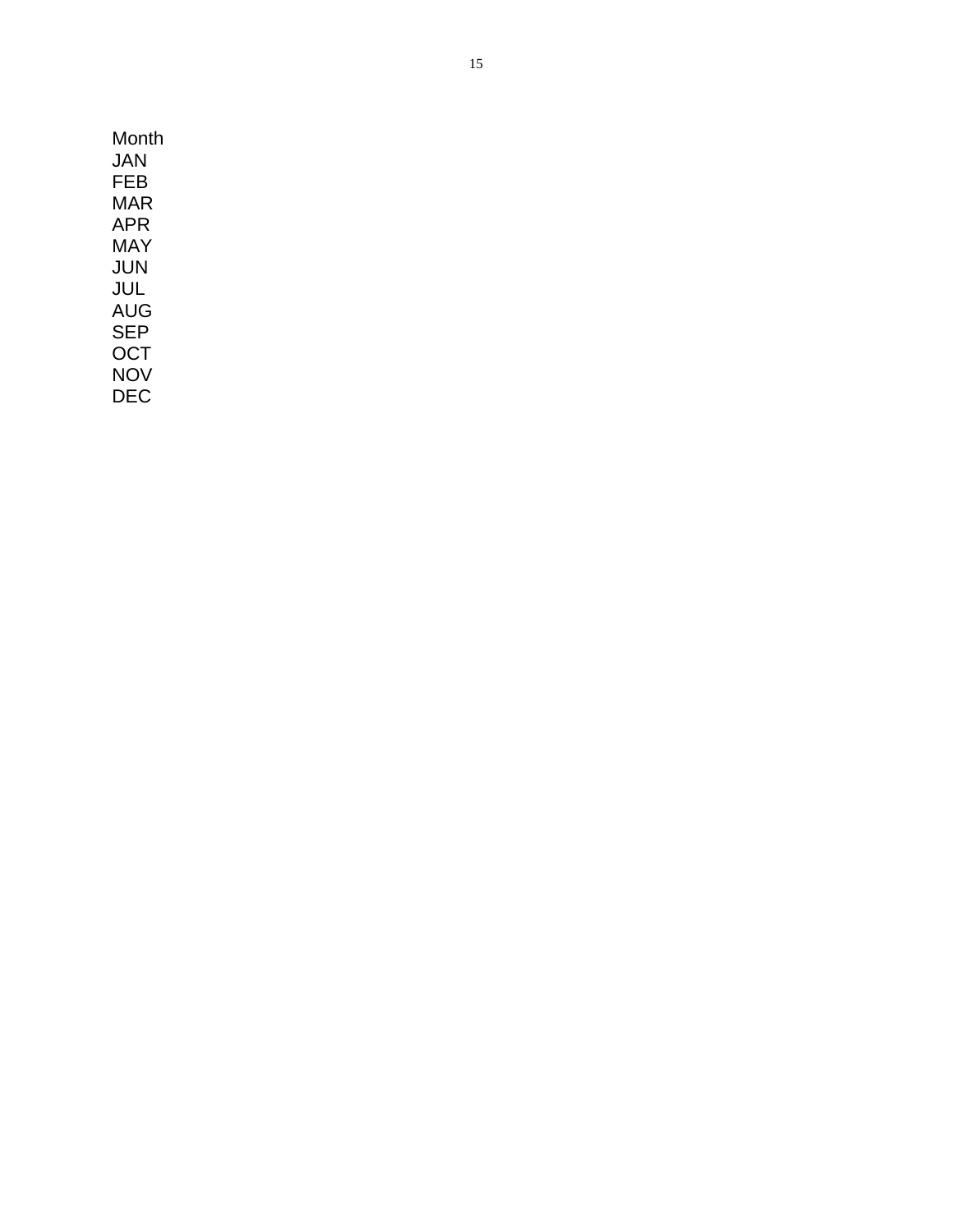Month
JAN
FEB
MAR
APR
MAY
JUN
JUL
AUG
SEP
OCT
NOV
DEC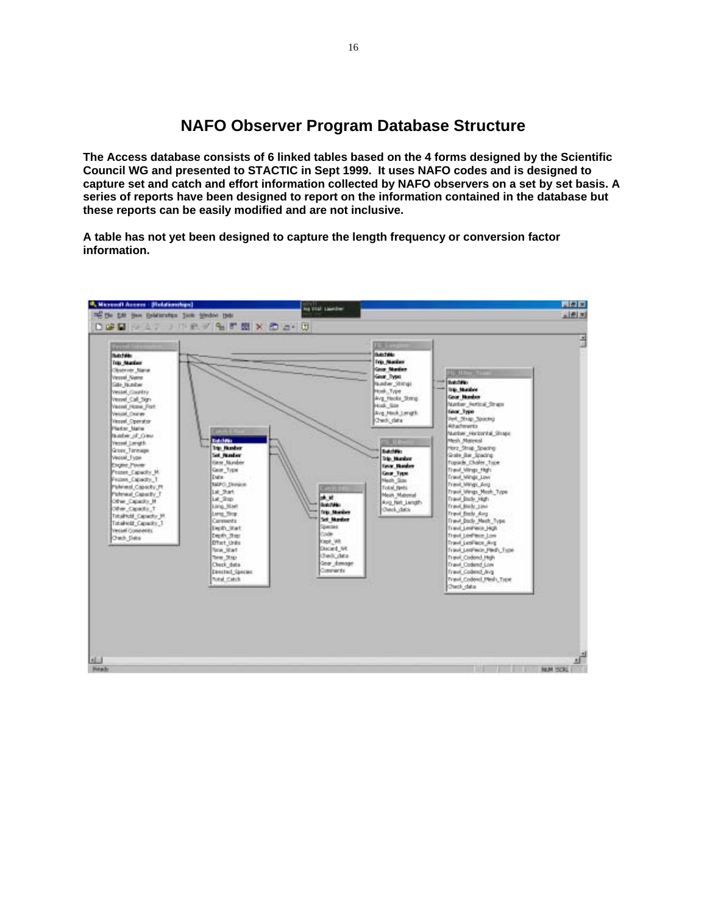# NAFO Observer Program Database Structure

**The Access database consists of 6 linked tables based on the 4 forms designed by the Scientific Council WG and presented to STACTIC in Sept 1999. It uses NAFO codes and is designed to capture set and catch and effort information collected by NAFO observers on a set by set basis. A series of reports have been designed to report on the information contained in the database but these reports can be easily modified and are not inclusive.**

**A table has not yet been designed to capture the length frequency or conversion factor information.**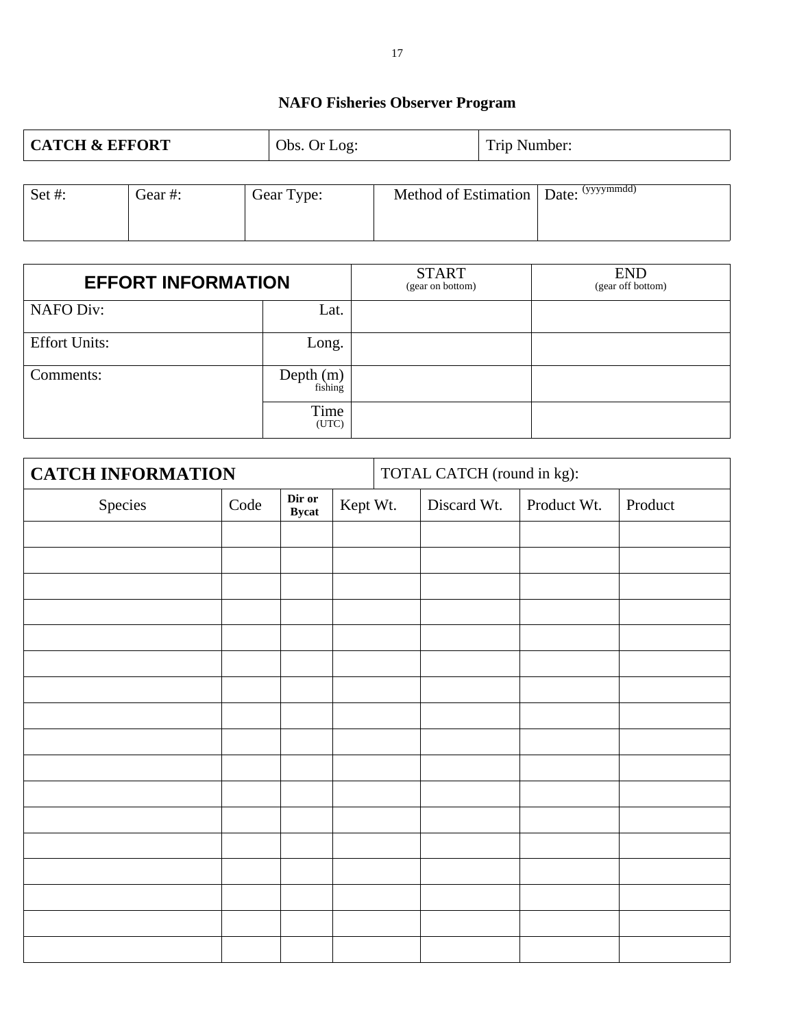## NAFO Fisheries Observer Program

| **CATCH & EFFORT** | Obs. Or Log: | Trip Number: |
|---|---|---|

| Set #: | Gear #: | Gear Type: | Method of Estimation | Date: (yyyymmdd) |
|---|---|---|---|---|
| | | | | |

| **EFFORT INFORMATION** | | START (gear on bottom) | END (gear off bottom) |
|---|---|---|---|
| NAFO Div: | Lat. | | |
| Effort Units: | Long. | | |
| Comments: | Depth (m) fishing | | |
| | Time (UTC) | | |

| **CATCH INFORMATION** | | | TOTAL CATCH (round in kg): | | | |
|---|---|---|---|---|---|---|
| Species | Code | **Dir or Bycat** | Kept Wt. | Discard Wt. | Product Wt. | Product |
| | | | | | | |
| | | | | | | |
| | | | | | | |
| | | | | | | |
| | | | | | | |
| | | | | | | |
| | | | | | | |
| | | | | | | |
| | | | | | | |
| | | | | | | |
| | | | | | | |
| | | | | | | |
| | | | | | | |
| | | | | | | |
| | | | | | | |
| | | | | | | |
| | | | | | | |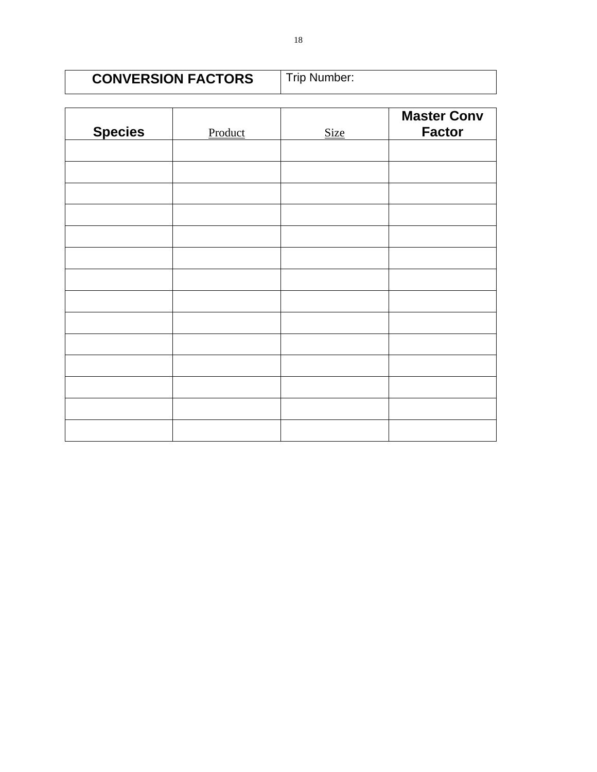| CONVERSION FACTORS | Trip Number: |
|---|---|

| Species | Product | Size | Master Conv Factor |
|---|---|---|---|
| | | | |
| | | | |
| | | | |
| | | | |
| | | | |
| | | | |
| | | | |
| | | | |
| | | | |
| | | | |
| | | | |
| | | | |
| | | | |
| | | | |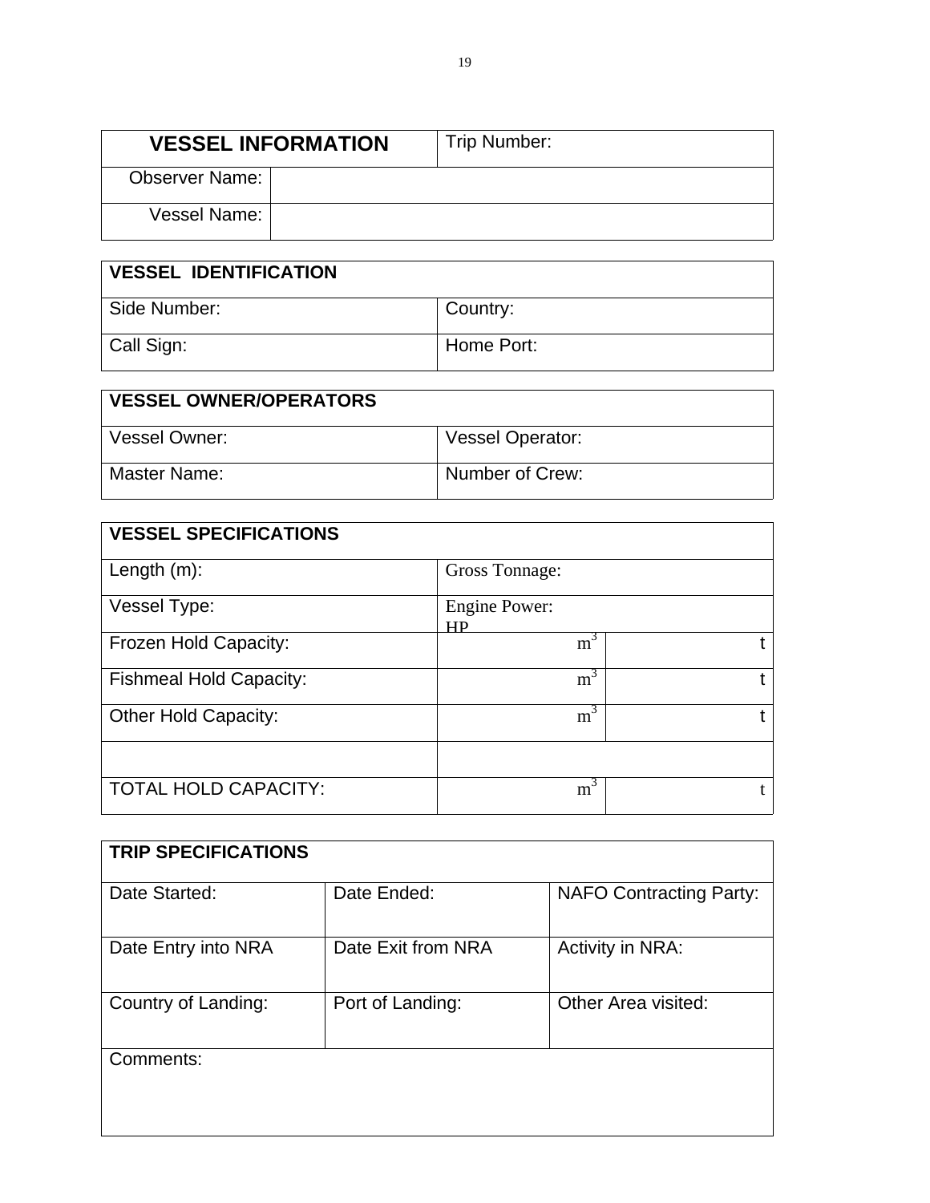| VESSEL INFORMATION | | Trip Number: |
|---|---|---|
| Observer Name: | | |
| Vessel Name: | | |

| VESSEL IDENTIFICATION | |
|---|---|
| Side Number: | Country: |
| Call Sign: | Home Port: |

| VESSEL OWNER/OPERATORS | |
|---|---|
| Vessel Owner: | Vessel Operator: |
| Master Name: | Number of Crew: |

| VESSEL SPECIFICATIONS | | |
|---|---|---|
| Length (m): | Gross Tonnage: | |
| Vessel Type: | Engine Power: HP | |
| Frozen Hold Capacity: | $m^3$ | t |
| Fishmeal Hold Capacity: | $m^3$ | t |
| Other Hold Capacity: | $m^3$ | t |
| | | |
| TOTAL HOLD CAPACITY: | $m^3$ | t |

| TRIP SPECIFICATIONS | | |
|---|---|---|
| Date Started: | Date Ended: | NAFO Contracting Party: |
| Date Entry into NRA | Date Exit from NRA | Activity in NRA: |
| Country of Landing: | Port of Landing: | Other Area visited: |
| Comments: | | |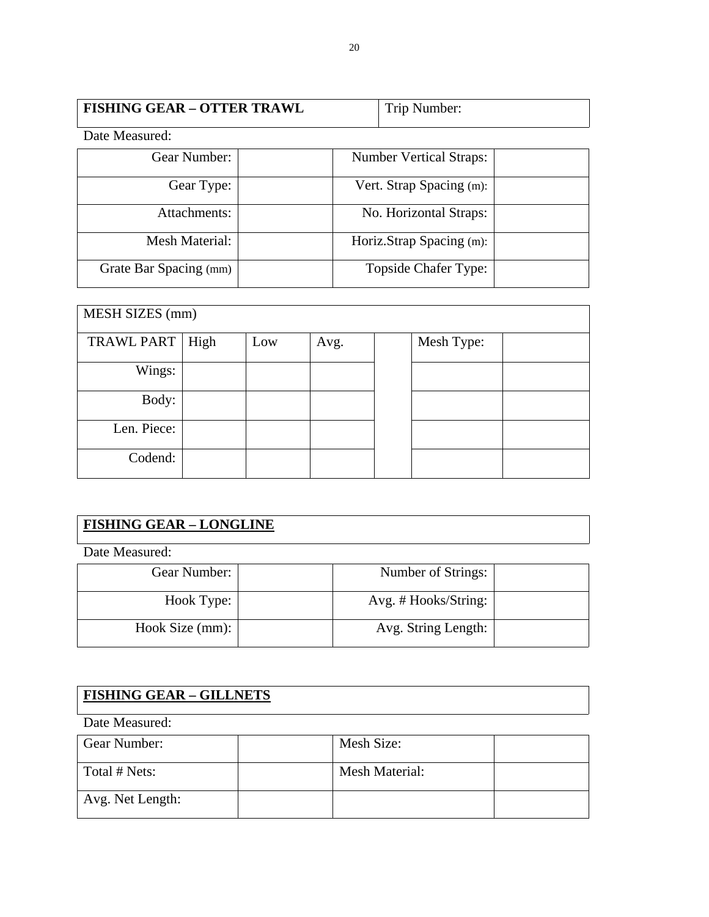| **FISHING GEAR – OTTER TRAWL** | Trip Number: |
|---|---|

Date Measured:

| Gear Number: | | Number Vertical Straps: | |
|---|---|---|---|
| Gear Type: | | Vert. Strap Spacing (m): | |
| Attachments: | | No. Horizontal Straps: | |
| Mesh Material: | | Horiz.Strap Spacing (m): | |
| Grate Bar Spacing (mm) | | Topside Chafer Type: | |

| MESH SIZES (mm) | | | | | | |
|---|---|---|---|---|---|---|
| TRAWL PART | High | Low | Avg. | | Mesh Type: | |
| Wings: | | | | | | |
| Body: | | | | | | |
| Len. Piece: | | | | | | |
| Codend: | | | | | | |

## FISHING GEAR – LONGLINE

Date Measured:

| Gear Number: | | Number of Strings: | |
|---|---|---|---|
| Hook Type: | | Avg. # Hooks/String: | |
| Hook Size (mm): | | Avg. String Length: | |

## FISHING GEAR – GILLNETS

Date Measured:

| Gear Number: | | Mesh Size: | |
|---|---|---|---|
| Total # Nets: | | Mesh Material: | |
| Avg. Net Length: | | | |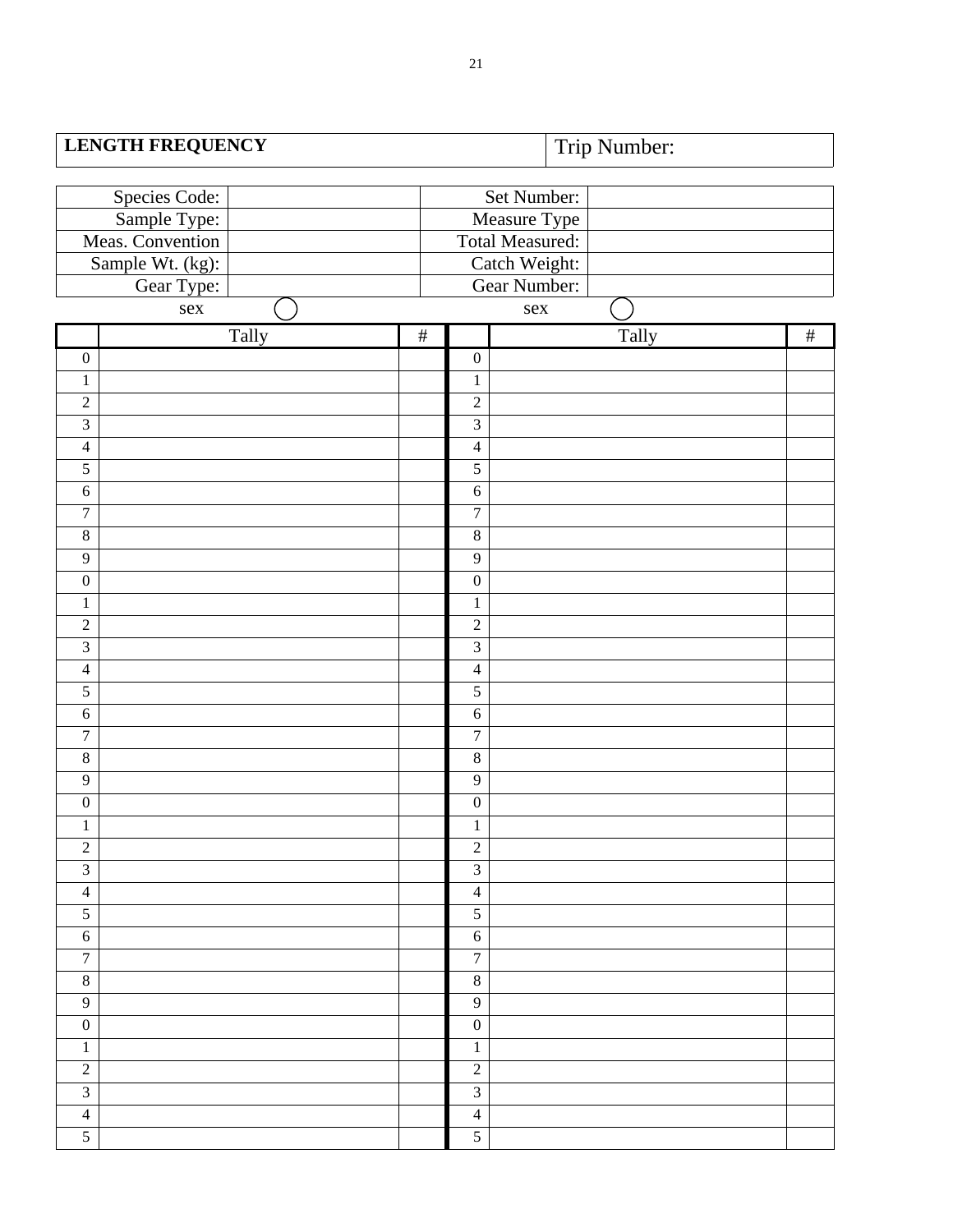| LENGTH FREQUENCY | Trip Number: |
|---|---|

| | | | |
|---|---|---|---|
| Species Code: | | Set Number: | |
| Sample Type: | | Measure Type | |
| Meas. Convention | | Total Measured: | |
| Sample Wt. (kg): | | Catch Weight: | |
| Gear Type: | | Gear Number: | |

sex ◯ sex ◯

| | Tally | # | | Tally | # |
|---|---|---|---|---|---|
| 0 | | | 0 | | |
| 1 | | | 1 | | |
| 2 | | | 2 | | |
| 3 | | | 3 | | |
| 4 | | | 4 | | |
| 5 | | | 5 | | |
| 6 | | | 6 | | |
| 7 | | | 7 | | |
| 8 | | | 8 | | |
| 9 | | | 9 | | |
| 0 | | | 0 | | |
| 1 | | | 1 | | |
| 2 | | | 2 | | |
| 3 | | | 3 | | |
| 4 | | | 4 | | |
| 5 | | | 5 | | |
| 6 | | | 6 | | |
| 7 | | | 7 | | |
| 8 | | | 8 | | |
| 9 | | | 9 | | |
| 0 | | | 0 | | |
| 1 | | | 1 | | |
| 2 | | | 2 | | |
| 3 | | | 3 | | |
| 4 | | | 4 | | |
| 5 | | | 5 | | |
| 6 | | | 6 | | |
| 7 | | | 7 | | |
| 8 | | | 8 | | |
| 9 | | | 9 | | |
| 0 | | | 0 | | |
| 1 | | | 1 | | |
| 2 | | | 2 | | |
| 3 | | | 3 | | |
| 4 | | | 4 | | |
| 5 | | | 5 | | |